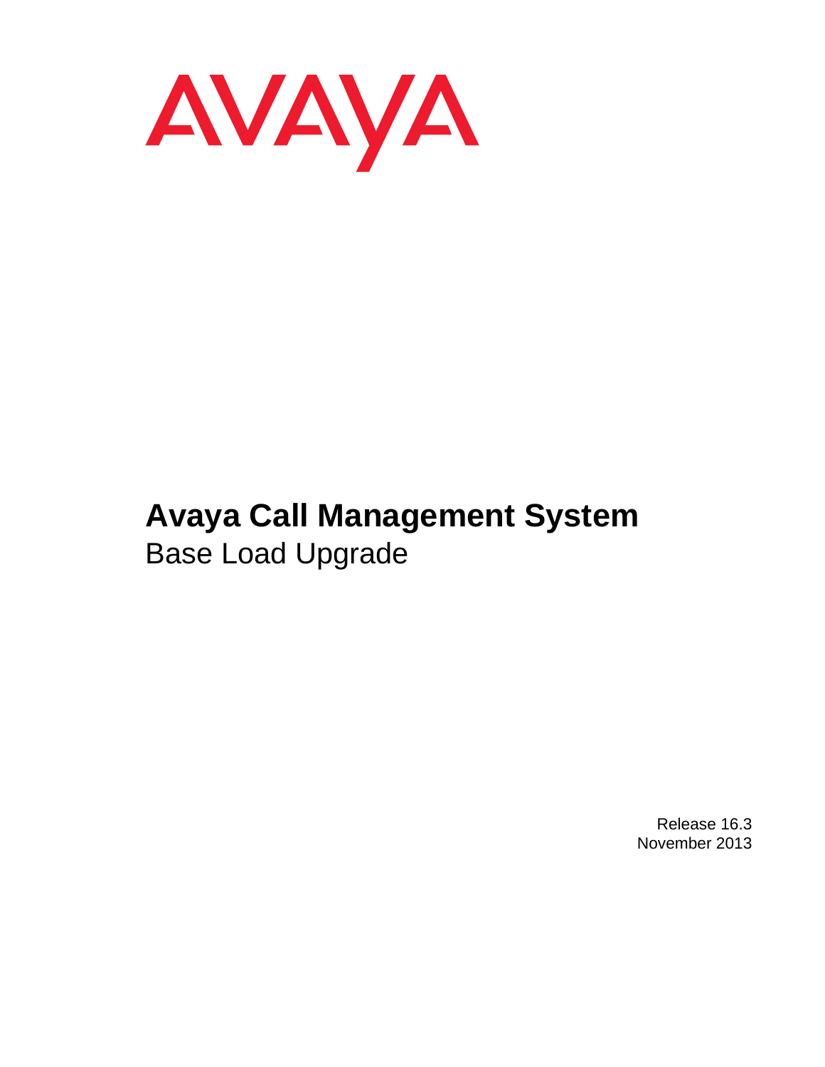AVAYA

# Avaya Call Management System

## Base Load Upgrade

Release 16.3
November 2013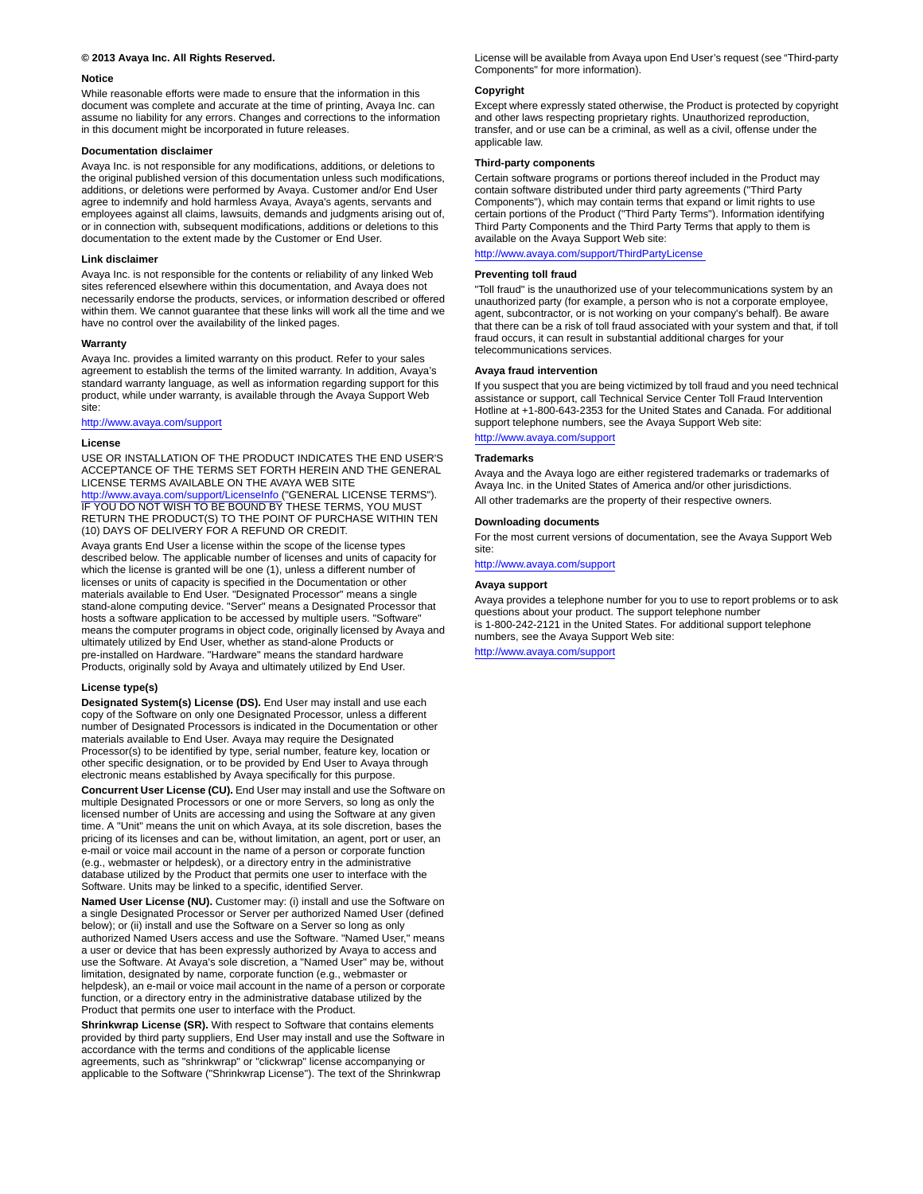**© 2013 Avaya Inc. All Rights Reserved.**

#### Notice

While reasonable efforts were made to ensure that the information in this document was complete and accurate at the time of printing, Avaya Inc. can assume no liability for any errors. Changes and corrections to the information in this document might be incorporated in future releases.

#### Documentation disclaimer

Avaya Inc. is not responsible for any modifications, additions, or deletions to the original published version of this documentation unless such modifications, additions, or deletions were performed by Avaya. Customer and/or End User agree to indemnify and hold harmless Avaya, Avaya's agents, servants and employees against all claims, lawsuits, demands and judgments arising out of, or in connection with, subsequent modifications, additions or deletions to this documentation to the extent made by the Customer or End User.

#### Link disclaimer

Avaya Inc. is not responsible for the contents or reliability of any linked Web sites referenced elsewhere within this documentation, and Avaya does not necessarily endorse the products, services, or information described or offered within them. We cannot guarantee that these links will work all the time and we have no control over the availability of the linked pages.

#### Warranty

Avaya Inc. provides a limited warranty on this product. Refer to your sales agreement to establish the terms of the limited warranty. In addition, Avaya's standard warranty language, as well as information regarding support for this product, while under warranty, is available through the Avaya Support Web site:

http://www.avaya.com/support

#### License

USE OR INSTALLATION OF THE PRODUCT INDICATES THE END USER'S ACCEPTANCE OF THE TERMS SET FORTH HEREIN AND THE GENERAL LICENSE TERMS AVAILABLE ON THE AVAYA WEB SITE http://www.avaya.com/support/LicenseInfo ("GENERAL LICENSE TERMS"). IF YOU DO NOT WISH TO BE BOUND BY THESE TERMS, YOU MUST RETURN THE PRODUCT(S) TO THE POINT OF PURCHASE WITHIN TEN (10) DAYS OF DELIVERY FOR A REFUND OR CREDIT.

Avaya grants End User a license within the scope of the license types described below. The applicable number of licenses and units of capacity for which the license is granted will be one (1), unless a different number of licenses or units of capacity is specified in the Documentation or other materials available to End User. "Designated Processor" means a single stand-alone computing device. "Server" means a Designated Processor that hosts a software application to be accessed by multiple users. "Software" means the computer programs in object code, originally licensed by Avaya and ultimately utilized by End User, whether as stand-alone Products or pre-installed on Hardware. "Hardware" means the standard hardware Products, originally sold by Avaya and ultimately utilized by End User.

#### License type(s)

**Designated System(s) License (DS).** End User may install and use each copy of the Software on only one Designated Processor, unless a different number of Designated Processors is indicated in the Documentation or other materials available to End User. Avaya may require the Designated Processor(s) to be identified by type, serial number, feature key, location or other specific designation, or to be provided by End User to Avaya through electronic means established by Avaya specifically for this purpose.

**Concurrent User License (CU).** End User may install and use the Software on multiple Designated Processors or one or more Servers, so long as only the licensed number of Units are accessing and using the Software at any given time. A "Unit" means the unit on which Avaya, at its sole discretion, bases the pricing of its licenses and can be, without limitation, an agent, port or user, an e-mail or voice mail account in the name of a person or corporate function (e.g., webmaster or helpdesk), or a directory entry in the administrative database utilized by the Product that permits one user to interface with the Software. Units may be linked to a specific, identified Server.

**Named User License (NU).** Customer may: (i) install and use the Software on a single Designated Processor or Server per authorized Named User (defined below); or (ii) install and use the Software on a Server so long as only authorized Named Users access and use the Software. "Named User," means a user or device that has been expressly authorized by Avaya to access and use the Software. At Avaya's sole discretion, a "Named User" may be, without limitation, designated by name, corporate function (e.g., webmaster or helpdesk), an e-mail or voice mail account in the name of a person or corporate function, or a directory entry in the administrative database utilized by the Product that permits one user to interface with the Product.

**Shrinkwrap License (SR).** With respect to Software that contains elements provided by third party suppliers, End User may install and use the Software in accordance with the terms and conditions of the applicable license agreements, such as "shrinkwrap" or "clickwrap" license accompanying or applicable to the Software ("Shrinkwrap License"). The text of the Shrinkwrap License will be available from Avaya upon End User's request (see "Third-party Components" for more information).

#### Copyright

Except where expressly stated otherwise, the Product is protected by copyright and other laws respecting proprietary rights. Unauthorized reproduction, transfer, and or use can be a criminal, as well as a civil, offense under the applicable law.

#### Third-party components

Certain software programs or portions thereof included in the Product may contain software distributed under third party agreements ("Third Party Components"), which may contain terms that expand or limit rights to use certain portions of the Product ("Third Party Terms"). Information identifying Third Party Components and the Third Party Terms that apply to them is available on the Avaya Support Web site:

http://www.avaya.com/support/ThirdPartyLicense

#### Preventing toll fraud

"Toll fraud" is the unauthorized use of your telecommunications system by an unauthorized party (for example, a person who is not a corporate employee, agent, subcontractor, or is not working on your company's behalf). Be aware that there can be a risk of toll fraud associated with your system and that, if toll fraud occurs, it can result in substantial additional charges for your telecommunications services.

#### Avaya fraud intervention

If you suspect that you are being victimized by toll fraud and you need technical assistance or support, call Technical Service Center Toll Fraud Intervention Hotline at +1-800-643-2353 for the United States and Canada. For additional support telephone numbers, see the Avaya Support Web site:

http://www.avaya.com/support

#### Trademarks

Avaya and the Avaya logo are either registered trademarks or trademarks of Avaya Inc. in the United States of America and/or other jurisdictions.

All other trademarks are the property of their respective owners.

#### Downloading documents

For the most current versions of documentation, see the Avaya Support Web site:

http://www.avaya.com/support

#### Avaya support

Avaya provides a telephone number for you to use to report problems or to ask questions about your product. The support telephone number is 1-800-242-2121 in the United States. For additional support telephone numbers, see the Avaya Support Web site:

http://www.avaya.com/support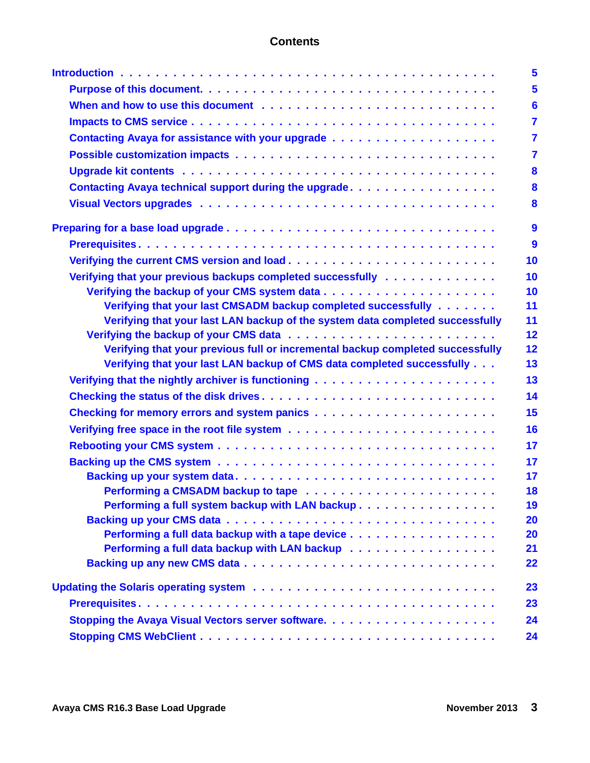# Contents

- Introduction . . . 5
  - Purpose of this document. . . . 5
  - When and how to use this document . . . 6
  - Impacts to CMS service . . . 7
  - Contacting Avaya for assistance with your upgrade . . . 7
  - Possible customization impacts . . . 7
  - Upgrade kit contents . . . 8
  - Contacting Avaya technical support during the upgrade . . . 8
  - Visual Vectors upgrades . . . 8
- Preparing for a base load upgrade . . . 9
  - Prerequisites . . . 9
  - Verifying the current CMS version and load . . . 10
  - Verifying that your previous backups completed successfully . . . 10
    - Verifying the backup of your CMS system data . . . 10
      - Verifying that your last CMSADM backup completed successfully . . . 11
      - Verifying that your last LAN backup of the system data completed successfully 11
    - Verifying the backup of your CMS data . . . 12
      - Verifying that your previous full or incremental backup completed successfully 12
      - Verifying that your last LAN backup of CMS data completed successfully . . . 13
  - Verifying that the nightly archiver is functioning . . . 13
  - Checking the status of the disk drives . . . 14
  - Checking for memory errors and system panics . . . 15
  - Verifying free space in the root file system . . . 16
  - Rebooting your CMS system . . . 17
  - Backing up the CMS system . . . 17
    - Backing up your system data . . . 17
      - Performing a CMSADM backup to tape . . . 18
      - Performing a full system backup with LAN backup . . . 19
    - Backing up your CMS data . . . 20
      - Performing a full data backup with a tape device . . . 20
      - Performing a full data backup with LAN backup . . . 21
    - Backing up any new CMS data . . . 22
- Updating the Solaris operating system . . . 23
  - Prerequisites . . . 23
  - Stopping the Avaya Visual Vectors server software. . . . 24
  - Stopping CMS WebClient . . . 24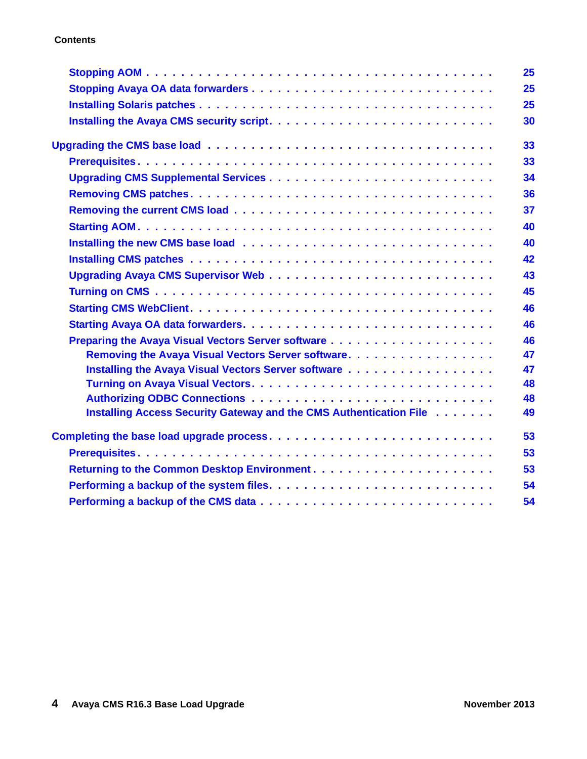Stopping AOM . . . . . . . . . . . . . . . . . . . . . . . . . . . . . . . . . . . . . . 25
Stopping Avaya OA data forwarders . . . . . . . . . . . . . . . . . . . . . . . . . . . 25
Installing Solaris patches . . . . . . . . . . . . . . . . . . . . . . . . . . . . . . . 25
Installing the Avaya CMS security script. . . . . . . . . . . . . . . . . . . . . . . . 30

Upgrading the CMS base load . . . . . . . . . . . . . . . . . . . . . . . . . . . . . 33
Prerequisites. . . . . . . . . . . . . . . . . . . . . . . . . . . . . . . . . . . . . 33
Upgrading CMS Supplemental Services . . . . . . . . . . . . . . . . . . . . . . . . 34
Removing CMS patches. . . . . . . . . . . . . . . . . . . . . . . . . . . . . . . . 36
Removing the current CMS load . . . . . . . . . . . . . . . . . . . . . . . . . . . 37
Starting AOM. . . . . . . . . . . . . . . . . . . . . . . . . . . . . . . . . . . . . 40
Installing the new CMS base load . . . . . . . . . . . . . . . . . . . . . . . . . . 40
Installing CMS patches . . . . . . . . . . . . . . . . . . . . . . . . . . . . . . . 42
Upgrading Avaya CMS Supervisor Web . . . . . . . . . . . . . . . . . . . . . . . . 43
Turning on CMS . . . . . . . . . . . . . . . . . . . . . . . . . . . . . . . . . . . 45
Starting CMS WebClient. . . . . . . . . . . . . . . . . . . . . . . . . . . . . . . 46
Starting Avaya OA data forwarders. . . . . . . . . . . . . . . . . . . . . . . . . . 46
Preparing the Avaya Visual Vectors Server software . . . . . . . . . . . . . . . . . 46
Removing the Avaya Visual Vectors Server software. . . . . . . . . . . . . . . . 47
Installing the Avaya Visual Vectors Server software . . . . . . . . . . . . . . . . 47
Turning on Avaya Visual Vectors. . . . . . . . . . . . . . . . . . . . . . . . . . 48
Authorizing ODBC Connections . . . . . . . . . . . . . . . . . . . . . . . . . . 48
Installing Access Security Gateway and the CMS Authentication File . . . . . . . 49

Completing the base load upgrade process. . . . . . . . . . . . . . . . . . . . . . 53
Prerequisites. . . . . . . . . . . . . . . . . . . . . . . . . . . . . . . . . . . . . 53
Returning to the Common Desktop Environment . . . . . . . . . . . . . . . . . . . 53
Performing a backup of the system files. . . . . . . . . . . . . . . . . . . . . . . 54
Performing a backup of the CMS data . . . . . . . . . . . . . . . . . . . . . . . . 54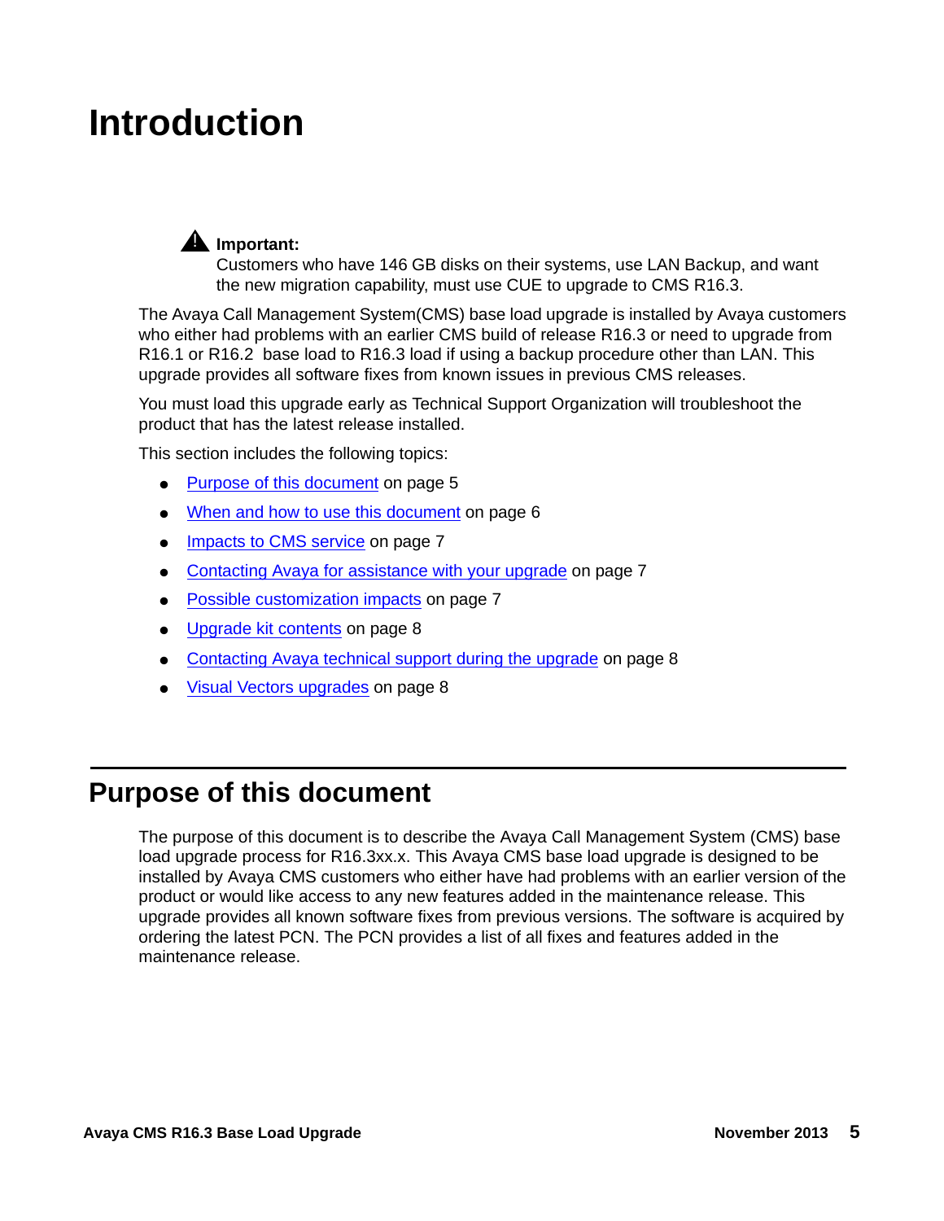# Introduction

> **Important:**
> Customers who have 146 GB disks on their systems, use LAN Backup, and want the new migration capability, must use CUE to upgrade to CMS R16.3.

The Avaya Call Management System(CMS) base load upgrade is installed by Avaya customers who either had problems with an earlier CMS build of release R16.3 or need to upgrade from R16.1 or R16.2 base load to R16.3 load if using a backup procedure other than LAN. This upgrade provides all software fixes from known issues in previous CMS releases.

You must load this upgrade early as Technical Support Organization will troubleshoot the product that has the latest release installed.

This section includes the following topics:

- Purpose of this document on page 5
- When and how to use this document on page 6
- Impacts to CMS service on page 7
- Contacting Avaya for assistance with your upgrade on page 7
- Possible customization impacts on page 7
- Upgrade kit contents on page 8
- Contacting Avaya technical support during the upgrade on page 8
- Visual Vectors upgrades on page 8

## Purpose of this document

The purpose of this document is to describe the Avaya Call Management System (CMS) base load upgrade process for R16.3xx.x. This Avaya CMS base load upgrade is designed to be installed by Avaya CMS customers who either have had problems with an earlier version of the product or would like access to any new features added in the maintenance release. This upgrade provides all known software fixes from previous versions. The software is acquired by ordering the latest PCN. The PCN provides a list of all fixes and features added in the maintenance release.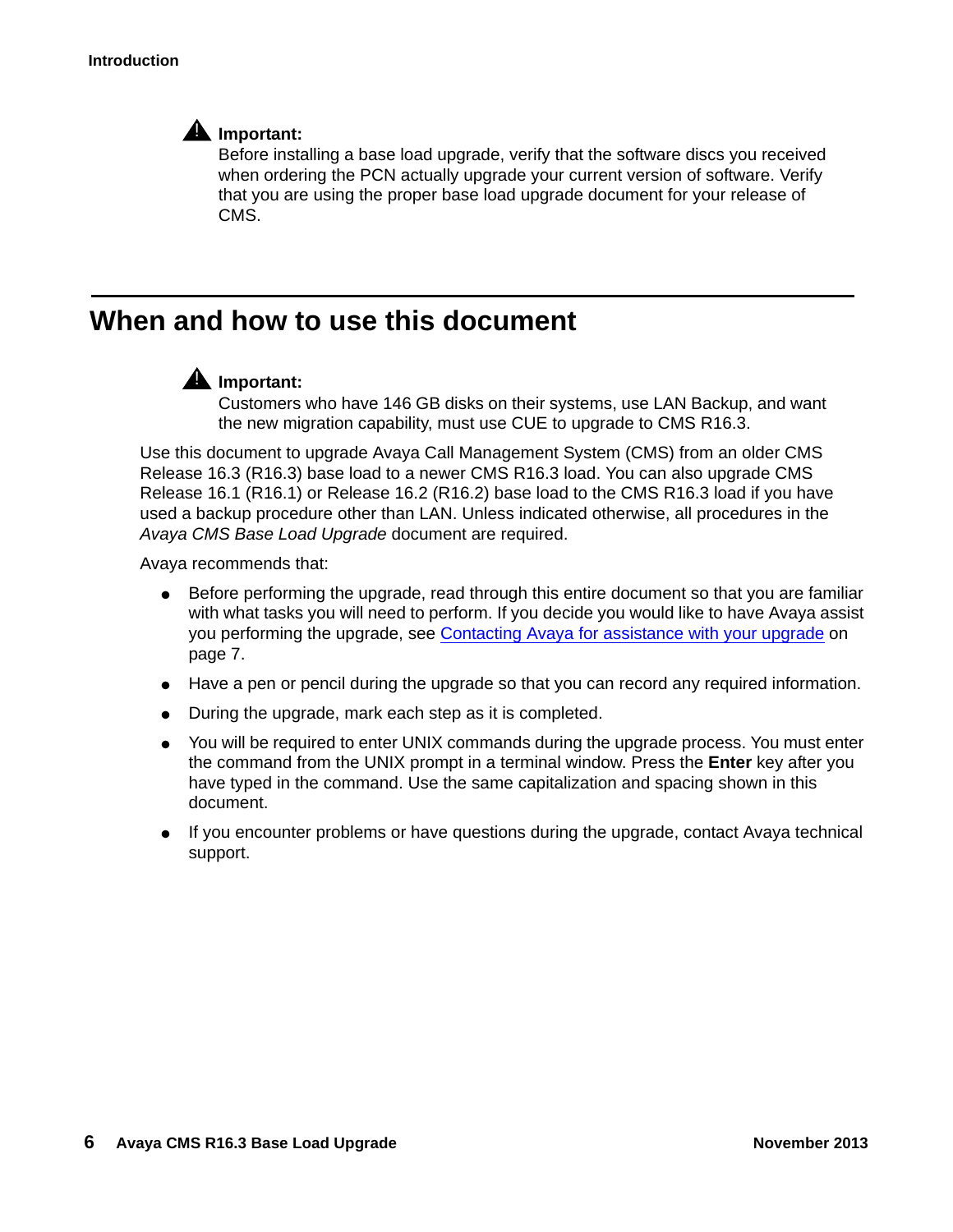**Important:**
Before installing a base load upgrade, verify that the software discs you received when ordering the PCN actually upgrade your current version of software. Verify that you are using the proper base load upgrade document for your release of CMS.

## When and how to use this document

**Important:**
Customers who have 146 GB disks on their systems, use LAN Backup, and want the new migration capability, must use CUE to upgrade to CMS R16.3.

Use this document to upgrade Avaya Call Management System (CMS) from an older CMS Release 16.3 (R16.3) base load to a newer CMS R16.3 load. You can also upgrade CMS Release 16.1 (R16.1) or Release 16.2 (R16.2) base load to the CMS R16.3 load if you have used a backup procedure other than LAN. Unless indicated otherwise, all procedures in the *Avaya CMS Base Load Upgrade* document are required.

Avaya recommends that:

- Before performing the upgrade, read through this entire document so that you are familiar with what tasks you will need to perform. If you decide you would like to have Avaya assist you performing the upgrade, see Contacting Avaya for assistance with your upgrade on page 7.
- Have a pen or pencil during the upgrade so that you can record any required information.
- During the upgrade, mark each step as it is completed.
- You will be required to enter UNIX commands during the upgrade process. You must enter the command from the UNIX prompt in a terminal window. Press the **Enter** key after you have typed in the command. Use the same capitalization and spacing shown in this document.
- If you encounter problems or have questions during the upgrade, contact Avaya technical support.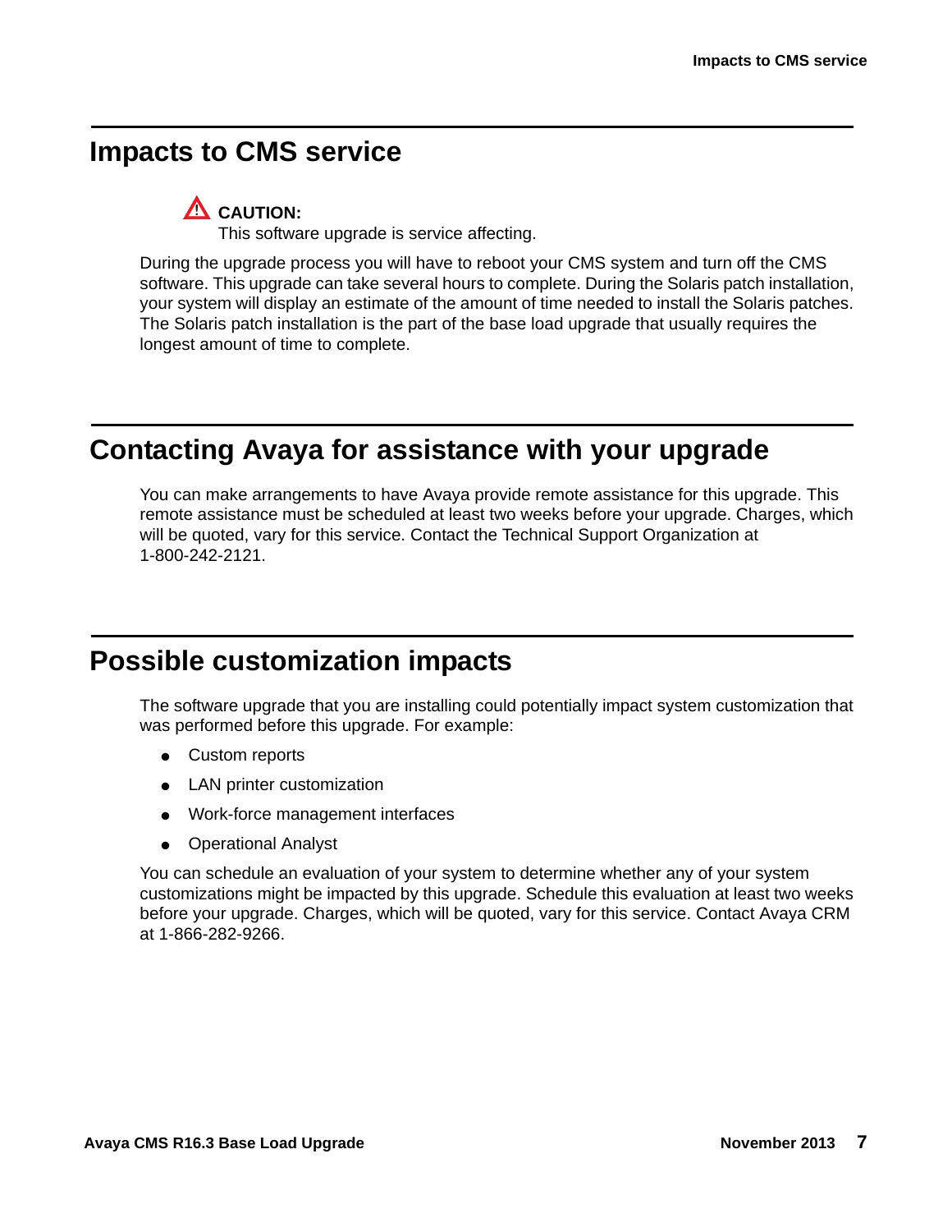## Impacts to CMS service

> ⚠ **CAUTION:**
> This software upgrade is service affecting.

During the upgrade process you will have to reboot your CMS system and turn off the CMS software. This upgrade can take several hours to complete. During the Solaris patch installation, your system will display an estimate of the amount of time needed to install the Solaris patches. The Solaris patch installation is the part of the base load upgrade that usually requires the longest amount of time to complete.

## Contacting Avaya for assistance with your upgrade

You can make arrangements to have Avaya provide remote assistance for this upgrade. This remote assistance must be scheduled at least two weeks before your upgrade. Charges, which will be quoted, vary for this service. Contact the Technical Support Organization at 1-800-242-2121.

## Possible customization impacts

The software upgrade that you are installing could potentially impact system customization that was performed before this upgrade. For example:

- Custom reports
- LAN printer customization
- Work-force management interfaces
- Operational Analyst

You can schedule an evaluation of your system to determine whether any of your system customizations might be impacted by this upgrade. Schedule this evaluation at least two weeks before your upgrade. Charges, which will be quoted, vary for this service. Contact Avaya CRM at 1-866-282-9266.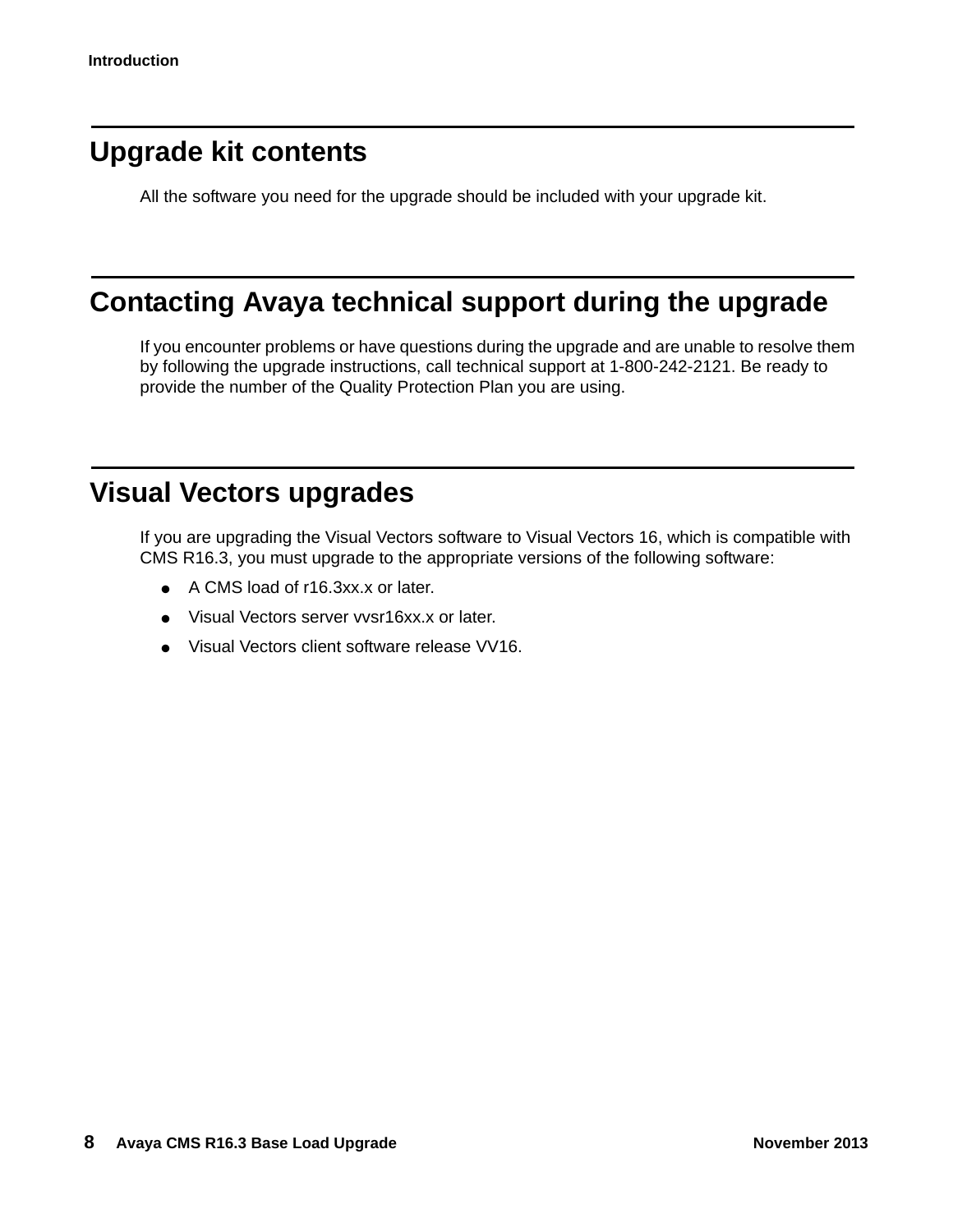## Upgrade kit contents

All the software you need for the upgrade should be included with your upgrade kit.

## Contacting Avaya technical support during the upgrade

If you encounter problems or have questions during the upgrade and are unable to resolve them by following the upgrade instructions, call technical support at 1-800-242-2121. Be ready to provide the number of the Quality Protection Plan you are using.

## Visual Vectors upgrades

If you are upgrading the Visual Vectors software to Visual Vectors 16, which is compatible with CMS R16.3, you must upgrade to the appropriate versions of the following software:

- A CMS load of r16.3xx.x or later.
- Visual Vectors server vvsr16xx.x or later.
- Visual Vectors client software release VV16.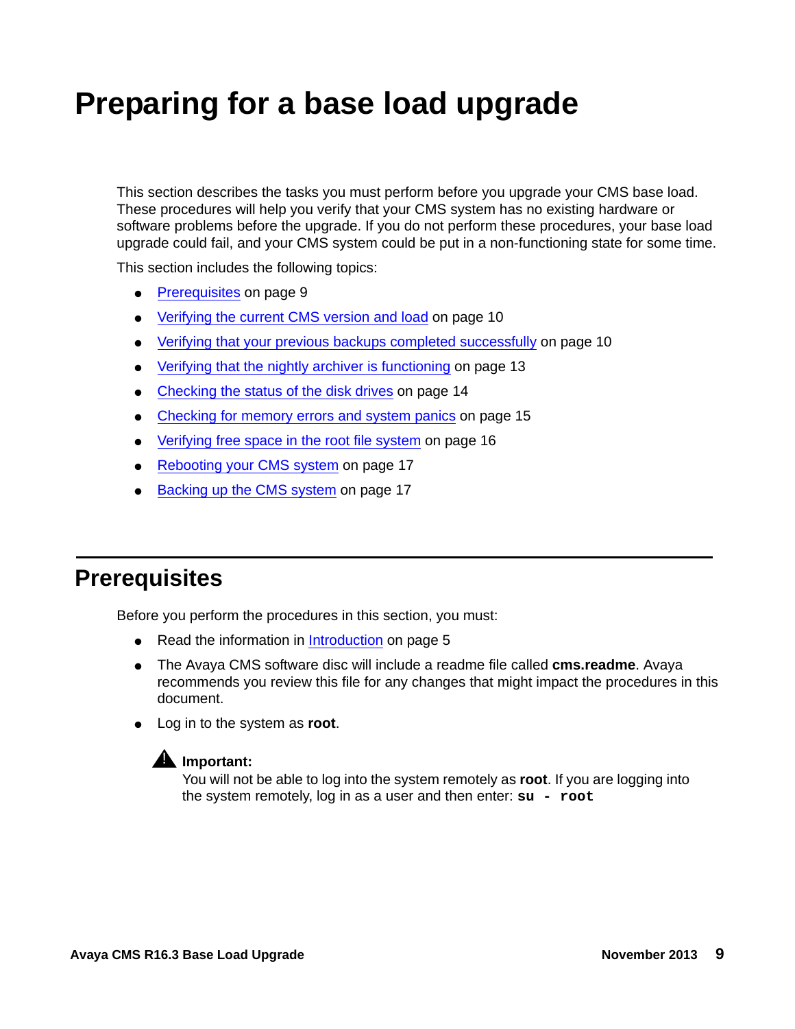# Preparing for a base load upgrade

This section describes the tasks you must perform before you upgrade your CMS base load. These procedures will help you verify that your CMS system has no existing hardware or software problems before the upgrade. If you do not perform these procedures, your base load upgrade could fail, and your CMS system could be put in a non-functioning state for some time.

This section includes the following topics:

- Prerequisites on page 9
- Verifying the current CMS version and load on page 10
- Verifying that your previous backups completed successfully on page 10
- Verifying that the nightly archiver is functioning on page 13
- Checking the status of the disk drives on page 14
- Checking for memory errors and system panics on page 15
- Verifying free space in the root file system on page 16
- Rebooting your CMS system on page 17
- Backing up the CMS system on page 17

## Prerequisites

Before you perform the procedures in this section, you must:

- Read the information in Introduction on page 5
- The Avaya CMS software disc will include a readme file called **cms.readme**. Avaya recommends you review this file for any changes that might impact the procedures in this document.
- Log in to the system as **root**.

> **Important:**
> You will not be able to log into the system remotely as **root**. If you are logging into the system remotely, log in as a user and then enter: `su - root`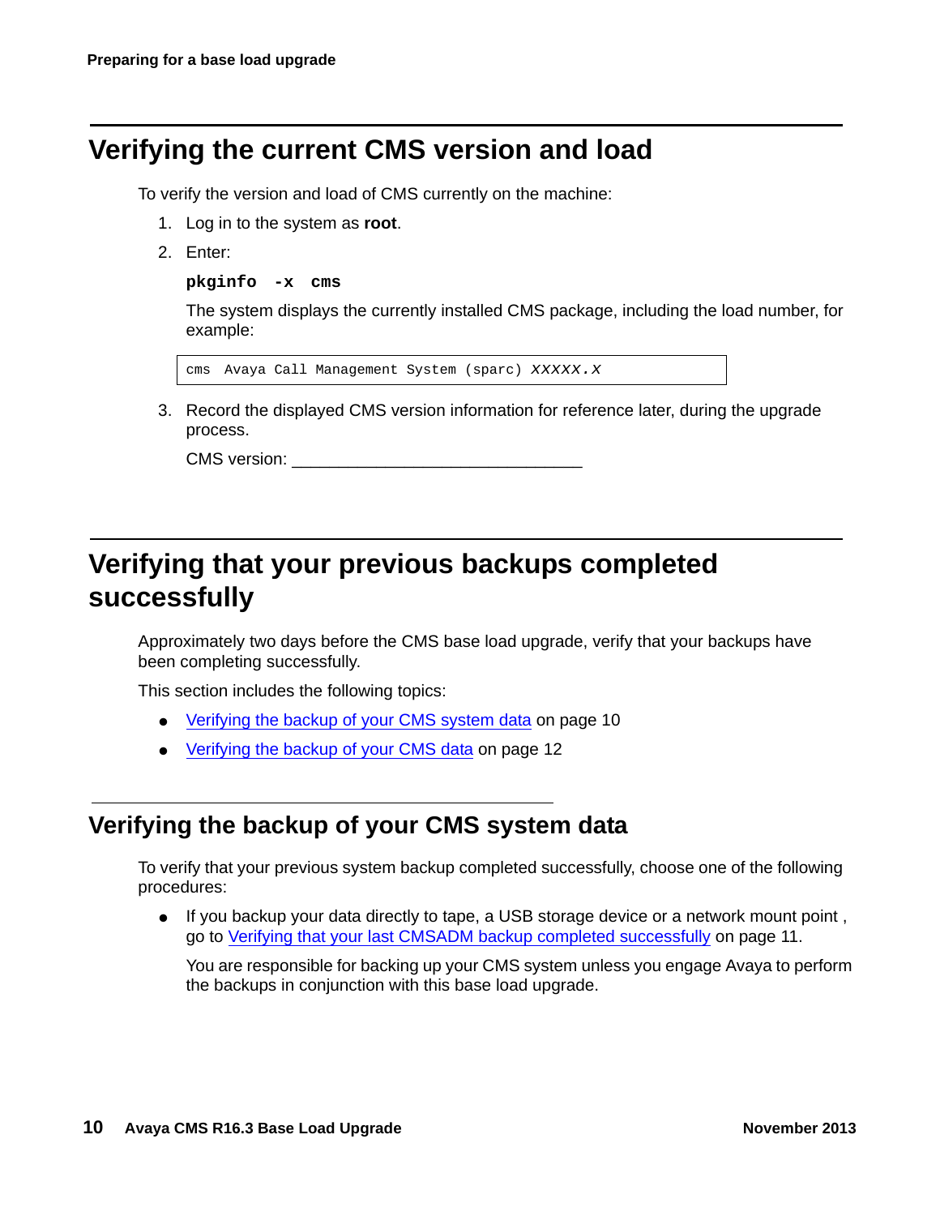# Verifying the current CMS version and load

To verify the version and load of CMS currently on the machine:

1. Log in to the system as **root**.
2. Enter:

   **pkginfo -x cms**

   The system displays the currently installed CMS package, including the load number, for example:

   ```
   cms  Avaya Call Management System (sparc) XXXXX.X
   ```

3. Record the displayed CMS version information for reference later, during the upgrade process.

   CMS version: ______________________________

# Verifying that your previous backups completed successfully

Approximately two days before the CMS base load upgrade, verify that your backups have been completing successfully.

This section includes the following topics:

- Verifying the backup of your CMS system data on page 10
- Verifying the backup of your CMS data on page 12

## Verifying the backup of your CMS system data

To verify that your previous system backup completed successfully, choose one of the following procedures:

- If you backup your data directly to tape, a USB storage device or a network mount point , go to Verifying that your last CMSADM backup completed successfully on page 11.

  You are responsible for backing up your CMS system unless you engage Avaya to perform the backups in conjunction with this base load upgrade.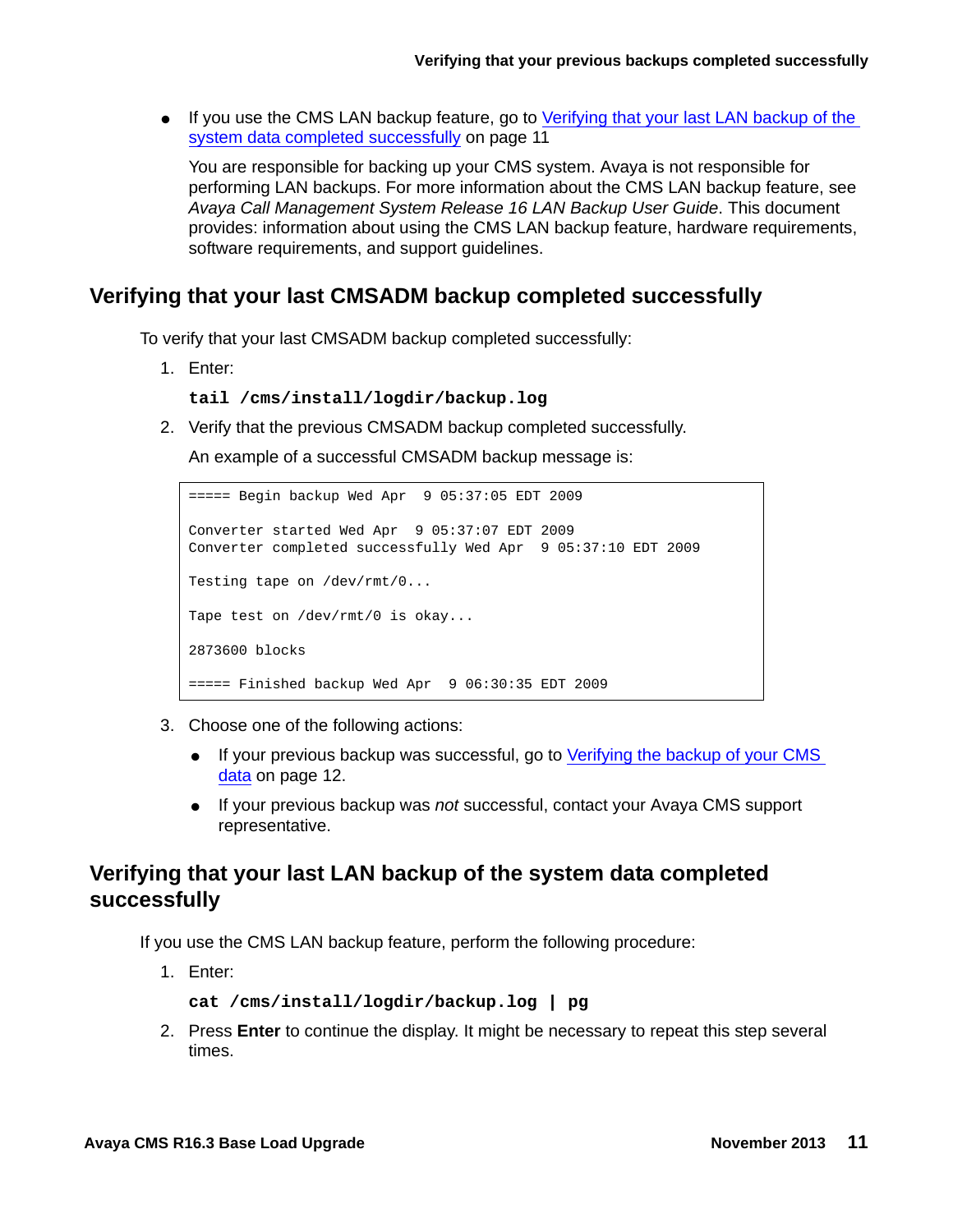- If you use the CMS LAN backup feature, go to Verifying that your last LAN backup of the system data completed successfully on page 11

  You are responsible for backing up your CMS system. Avaya is not responsible for performing LAN backups. For more information about the CMS LAN backup feature, see *Avaya Call Management System Release 16 LAN Backup User Guide*. This document provides: information about using the CMS LAN backup feature, hardware requirements, software requirements, and support guidelines.

## Verifying that your last CMSADM backup completed successfully

To verify that your last CMSADM backup completed successfully:

1. Enter:

   **`tail /cms/install/logdir/backup.log`**

2. Verify that the previous CMSADM backup completed successfully.

   An example of a successful CMSADM backup message is:

```
===== Begin backup Wed Apr  9 05:37:05 EDT 2009

Converter started Wed Apr  9 05:37:07 EDT 2009
Converter completed successfully Wed Apr  9 05:37:10 EDT 2009

Testing tape on /dev/rmt/0...

Tape test on /dev/rmt/0 is okay...

2873600 blocks

===== Finished backup Wed Apr  9 06:30:35 EDT 2009
```

3. Choose one of the following actions:

   - If your previous backup was successful, go to Verifying the backup of your CMS data on page 12.
   - If your previous backup was *not* successful, contact your Avaya CMS support representative.

## Verifying that your last LAN backup of the system data completed successfully

If you use the CMS LAN backup feature, perform the following procedure:

1. Enter:

   **`cat /cms/install/logdir/backup.log | pg`**

2. Press **Enter** to continue the display. It might be necessary to repeat this step several times.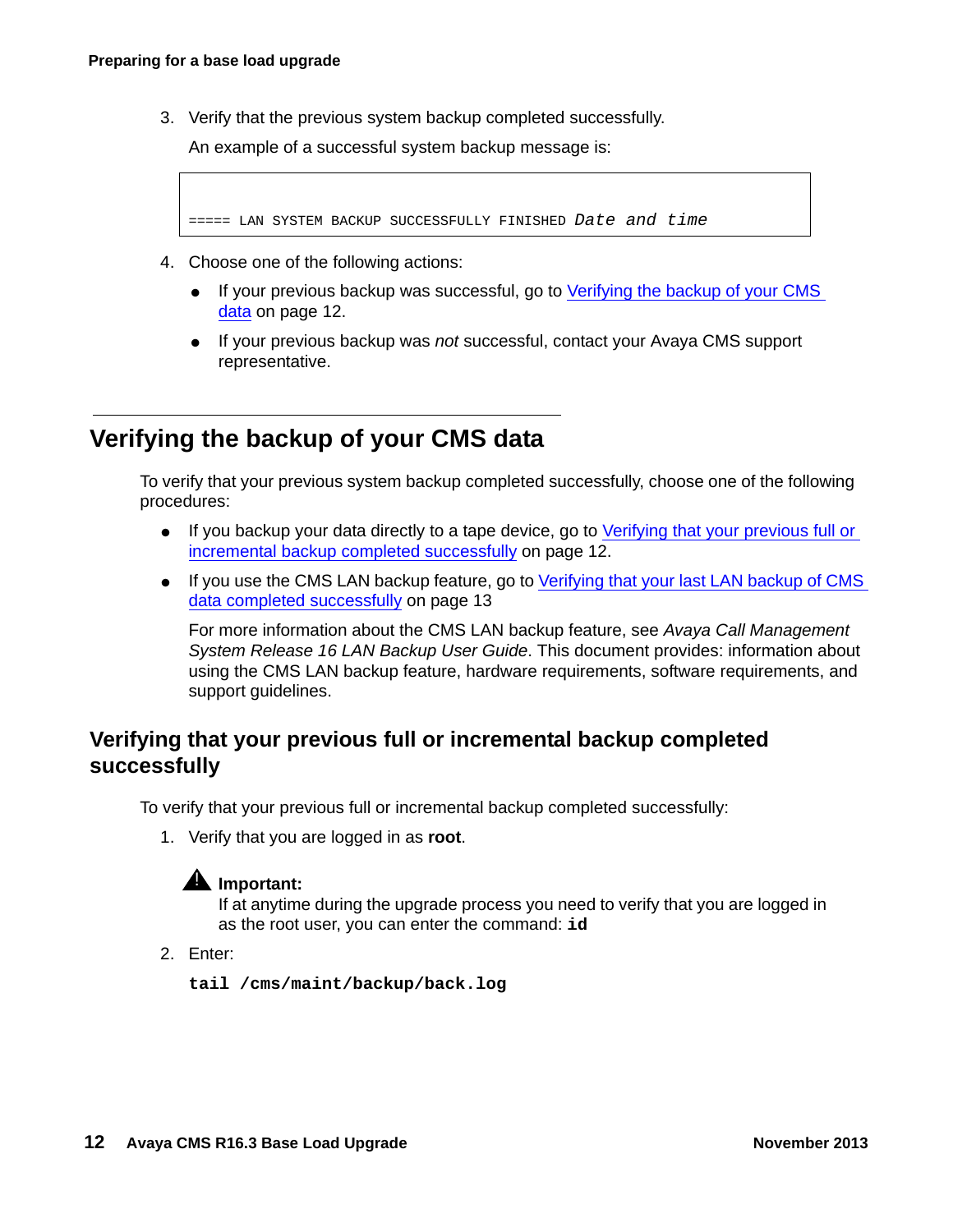3. Verify that the previous system backup completed successfully.

   An example of a successful system backup message is:

   ```
   ===== LAN SYSTEM BACKUP SUCCESSFULLY FINISHED Date and time
   ```

4. Choose one of the following actions:
   - If your previous backup was successful, go to Verifying the backup of your CMS data on page 12.
   - If your previous backup was *not* successful, contact your Avaya CMS support representative.

## Verifying the backup of your CMS data

To verify that your previous system backup completed successfully, choose one of the following procedures:

- If you backup your data directly to a tape device, go to Verifying that your previous full or incremental backup completed successfully on page 12.
- If you use the CMS LAN backup feature, go to Verifying that your last LAN backup of CMS data completed successfully on page 13

  For more information about the CMS LAN backup feature, see *Avaya Call Management System Release 16 LAN Backup User Guide*. This document provides: information about using the CMS LAN backup feature, hardware requirements, software requirements, and support guidelines.

### Verifying that your previous full or incremental backup completed successfully

To verify that your previous full or incremental backup completed successfully:

1. Verify that you are logged in as **root**.

   **Important:**
   If at anytime during the upgrade process you need to verify that you are logged in as the root user, you can enter the command: **`id`**

2. Enter:

   ```
   tail /cms/maint/backup/back.log
   ```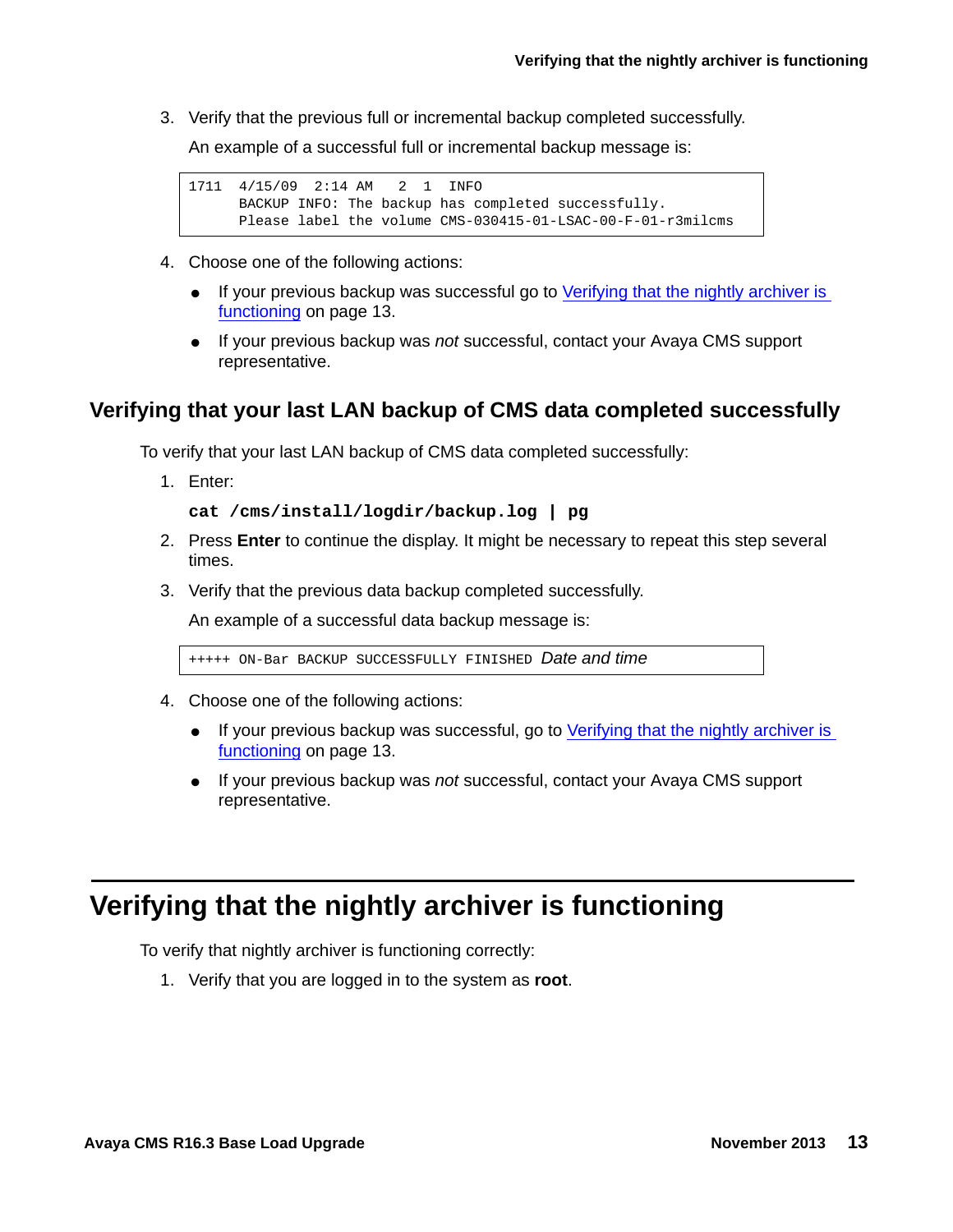3. Verify that the previous full or incremental backup completed successfully.

   An example of a successful full or incremental backup message is:

```
1711  4/15/09  2:14 AM   2  1  INFO
      BACKUP INFO: The backup has completed successfully.
      Please label the volume CMS-030415-01-LSAC-00-F-01-r3milcms
```

4. Choose one of the following actions:
   - If your previous backup was successful go to Verifying that the nightly archiver is functioning on page 13.
   - If your previous backup was *not* successful, contact your Avaya CMS support representative.

### Verifying that your last LAN backup of CMS data completed successfully

To verify that your last LAN backup of CMS data completed successfully:

1. Enter:

   **cat /cms/install/logdir/backup.log | pg**

2. Press **Enter** to continue the display. It might be necessary to repeat this step several times.
3. Verify that the previous data backup completed successfully.

   An example of a successful data backup message is:

```
+++++ ON-Bar BACKUP SUCCESSFULLY FINISHED Date and time
```

4. Choose one of the following actions:
   - If your previous backup was successful, go to Verifying that the nightly archiver is functioning on page 13.
   - If your previous backup was *not* successful, contact your Avaya CMS support representative.

## Verifying that the nightly archiver is functioning

To verify that nightly archiver is functioning correctly:

1. Verify that you are logged in to the system as **root**.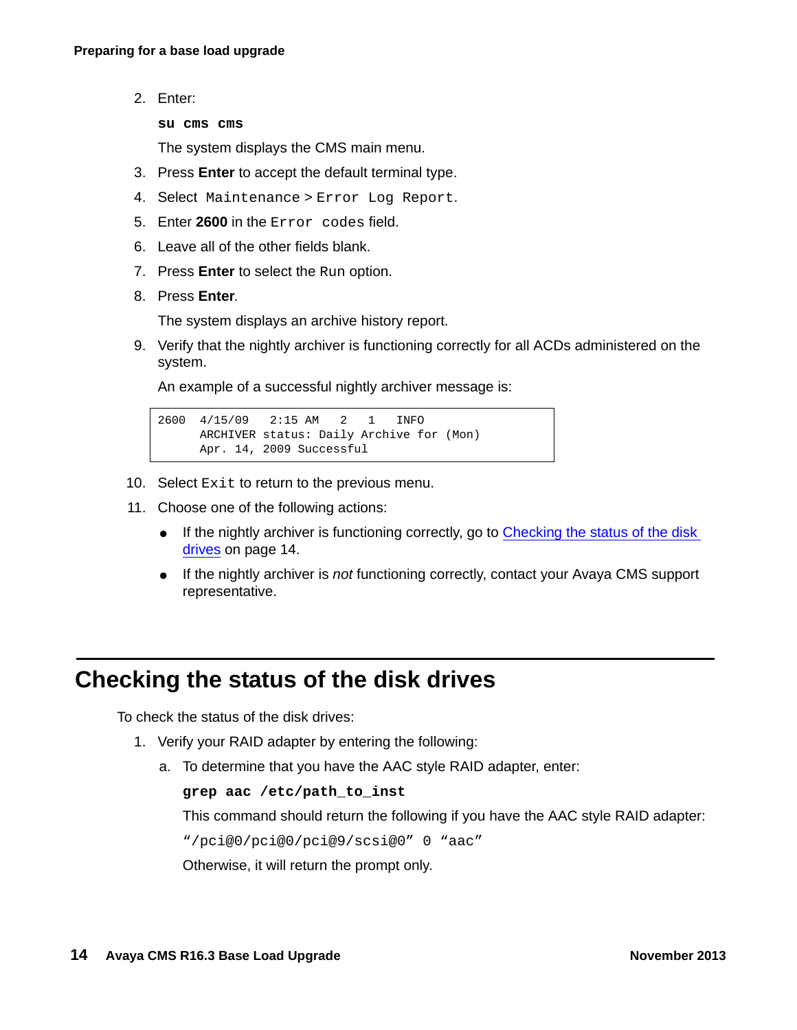2. Enter:

   **su cms cms**

   The system displays the CMS main menu.

3. Press **Enter** to accept the default terminal type.
4. Select `Maintenance` > `Error Log Report`.
5. Enter **2600** in the `Error codes` field.
6. Leave all of the other fields blank.
7. Press **Enter** to select the `Run` option.
8. Press **Enter**.

   The system displays an archive history report.

9. Verify that the nightly archiver is functioning correctly for all ACDs administered on the system.

   An example of a successful nightly archiver message is:

```
2600  4/15/09   2:15 AM   2   1   INFO
      ARCHIVER status: Daily Archive for (Mon)
      Apr. 14, 2009 Successful
```

10. Select `Exit` to return to the previous menu.
11. Choose one of the following actions:
    - If the nightly archiver is functioning correctly, go to Checking the status of the disk drives on page 14.
    - If the nightly archiver is *not* functioning correctly, contact your Avaya CMS support representative.

## Checking the status of the disk drives

To check the status of the disk drives:

1. Verify your RAID adapter by entering the following:

   a. To determine that you have the AAC style RAID adapter, enter:

      **grep aac /etc/path_to_inst**

      This command should return the following if you have the AAC style RAID adapter:

      `"/pci@0/pci@0/pci@9/scsi@0" 0 "aac"`

      Otherwise, it will return the prompt only.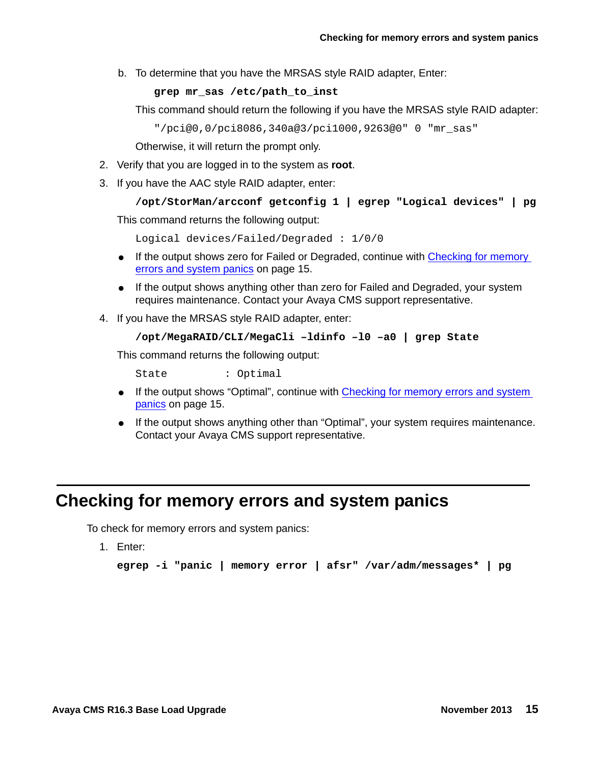b. To determine that you have the MRSAS style RAID adapter, Enter:

```
grep mr_sas /etc/path_to_inst
```

This command should return the following if you have the MRSAS style RAID adapter:

```
"/pci@0,0/pci8086,340a@3/pci1000,9263@0" 0 "mr_sas"
```

Otherwise, it will return the prompt only.

2. Verify that you are logged in to the system as **root**.
3. If you have the AAC style RAID adapter, enter:

```
/opt/StorMan/arcconf getconfig 1 | egrep "Logical devices" | pg
```

This command returns the following output:

```
Logical devices/Failed/Degraded : 1/0/0
```

- If the output shows zero for Failed or Degraded, continue with Checking for memory errors and system panics on page 15.
- If the output shows anything other than zero for Failed and Degraded, your system requires maintenance. Contact your Avaya CMS support representative.

4. If you have the MRSAS style RAID adapter, enter:

```
/opt/MegaRAID/CLI/MegaCli –ldinfo –l0 –a0 | grep State
```

This command returns the following output:

```
State          : Optimal
```

- If the output shows "Optimal", continue with Checking for memory errors and system panics on page 15.
- If the output shows anything other than "Optimal", your system requires maintenance. Contact your Avaya CMS support representative.

# Checking for memory errors and system panics

To check for memory errors and system panics:

1. Enter:

```
egrep -i "panic | memory error | afsr" /var/adm/messages* | pg
```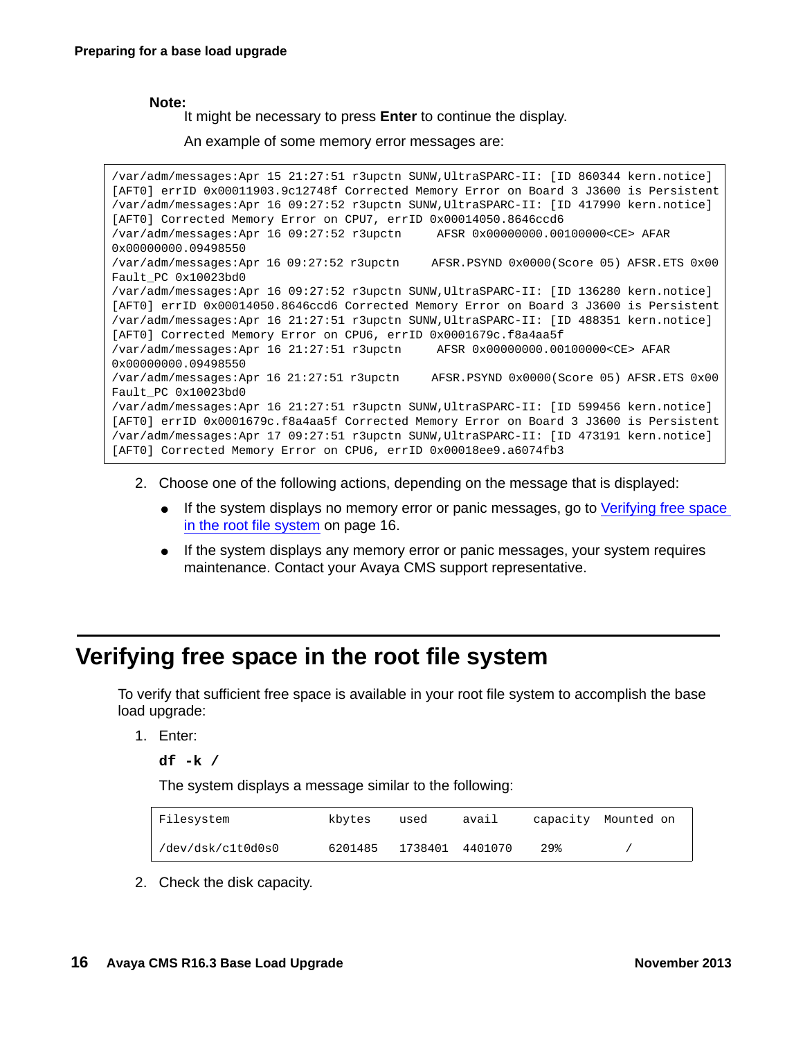**Note:**

It might be necessary to press **Enter** to continue the display.

An example of some memory error messages are:

```
/var/adm/messages:Apr 15 21:27:51 r3upctn SUNW,UltraSPARC-II: [ID 860344 kern.notice]
[AFT0] errID 0x00011903.9c12748f Corrected Memory Error on Board 3 J3600 is Persistent
/var/adm/messages:Apr 16 09:27:52 r3upctn SUNW,UltraSPARC-II: [ID 417990 kern.notice]
[AFT0] Corrected Memory Error on CPU7, errID 0x00014050.8646ccd6
/var/adm/messages:Apr 16 09:27:52 r3upctn     AFSR 0x00000000.00100000<CE> AFAR
0x00000000.09498550
/var/adm/messages:Apr 16 09:27:52 r3upctn     AFSR.PSYND 0x0000(Score 05) AFSR.ETS 0x00
Fault_PC 0x10023bd0
/var/adm/messages:Apr 16 09:27:52 r3upctn SUNW,UltraSPARC-II: [ID 136280 kern.notice]
[AFT0] errID 0x00014050.8646ccd6 Corrected Memory Error on Board 3 J3600 is Persistent
/var/adm/messages:Apr 16 21:27:51 r3upctn SUNW,UltraSPARC-II: [ID 488351 kern.notice]
[AFT0] Corrected Memory Error on CPU6, errID 0x0001679c.f8a4aa5f
/var/adm/messages:Apr 16 21:27:51 r3upctn     AFSR 0x00000000.00100000<CE> AFAR
0x00000000.09498550
/var/adm/messages:Apr 16 21:27:51 r3upctn     AFSR.PSYND 0x0000(Score 05) AFSR.ETS 0x00
Fault_PC 0x10023bd0
/var/adm/messages:Apr 16 21:27:51 r3upctn SUNW,UltraSPARC-II: [ID 599456 kern.notice]
[AFT0] errID 0x0001679c.f8a4aa5f Corrected Memory Error on Board 3 J3600 is Persistent
/var/adm/messages:Apr 17 09:27:51 r3upctn SUNW,UltraSPARC-II: [ID 473191 kern.notice]
[AFT0] Corrected Memory Error on CPU6, errID 0x00018ee9.a6074fb3
```

2. Choose one of the following actions, depending on the message that is displayed:
   - If the system displays no memory error or panic messages, go to Verifying free space in the root file system on page 16.
   - If the system displays any memory error or panic messages, your system requires maintenance. Contact your Avaya CMS support representative.

# Verifying free space in the root file system

To verify that sufficient free space is available in your root file system to accomplish the base load upgrade:

1. Enter:

   **df -k /**

   The system displays a message similar to the following:

```
Filesystem          kbytes    used     avail    capacity  Mounted on
/dev/dsk/c1t0d0s0   6201485   1738401  4401070   29%         /
```

2. Check the disk capacity.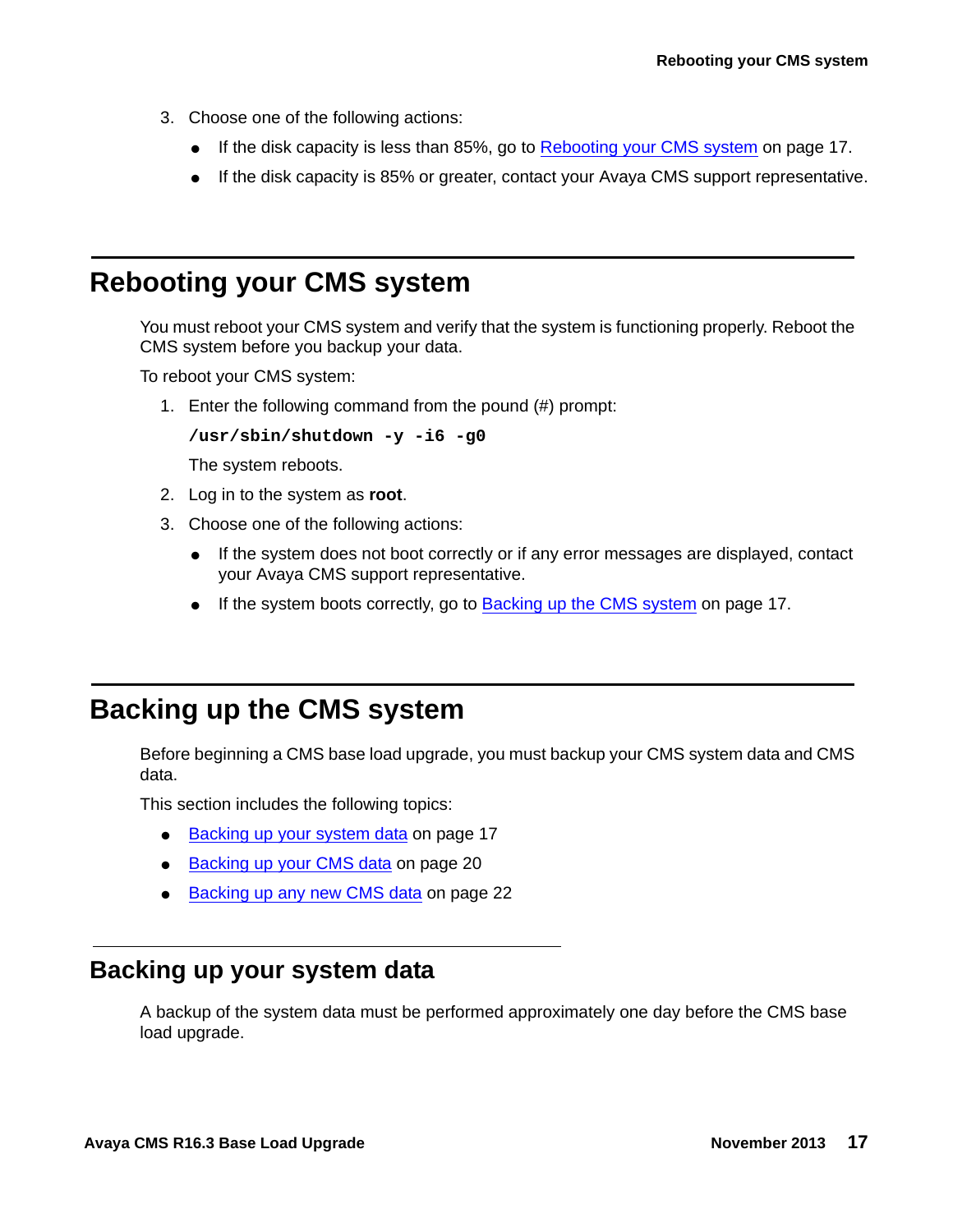3. Choose one of the following actions:
   - If the disk capacity is less than 85%, go to Rebooting your CMS system on page 17.
   - If the disk capacity is 85% or greater, contact your Avaya CMS support representative.

## Rebooting your CMS system

You must reboot your CMS system and verify that the system is functioning properly. Reboot the CMS system before you backup your data.

To reboot your CMS system:

1. Enter the following command from the pound (#) prompt:

   ```
   /usr/sbin/shutdown -y -i6 -g0
   ```

   The system reboots.
2. Log in to the system as **root**.
3. Choose one of the following actions:
   - If the system does not boot correctly or if any error messages are displayed, contact your Avaya CMS support representative.
   - If the system boots correctly, go to Backing up the CMS system on page 17.

## Backing up the CMS system

Before beginning a CMS base load upgrade, you must backup your CMS system data and CMS data.

This section includes the following topics:

- Backing up your system data on page 17
- Backing up your CMS data on page 20
- Backing up any new CMS data on page 22

### Backing up your system data

A backup of the system data must be performed approximately one day before the CMS base load upgrade.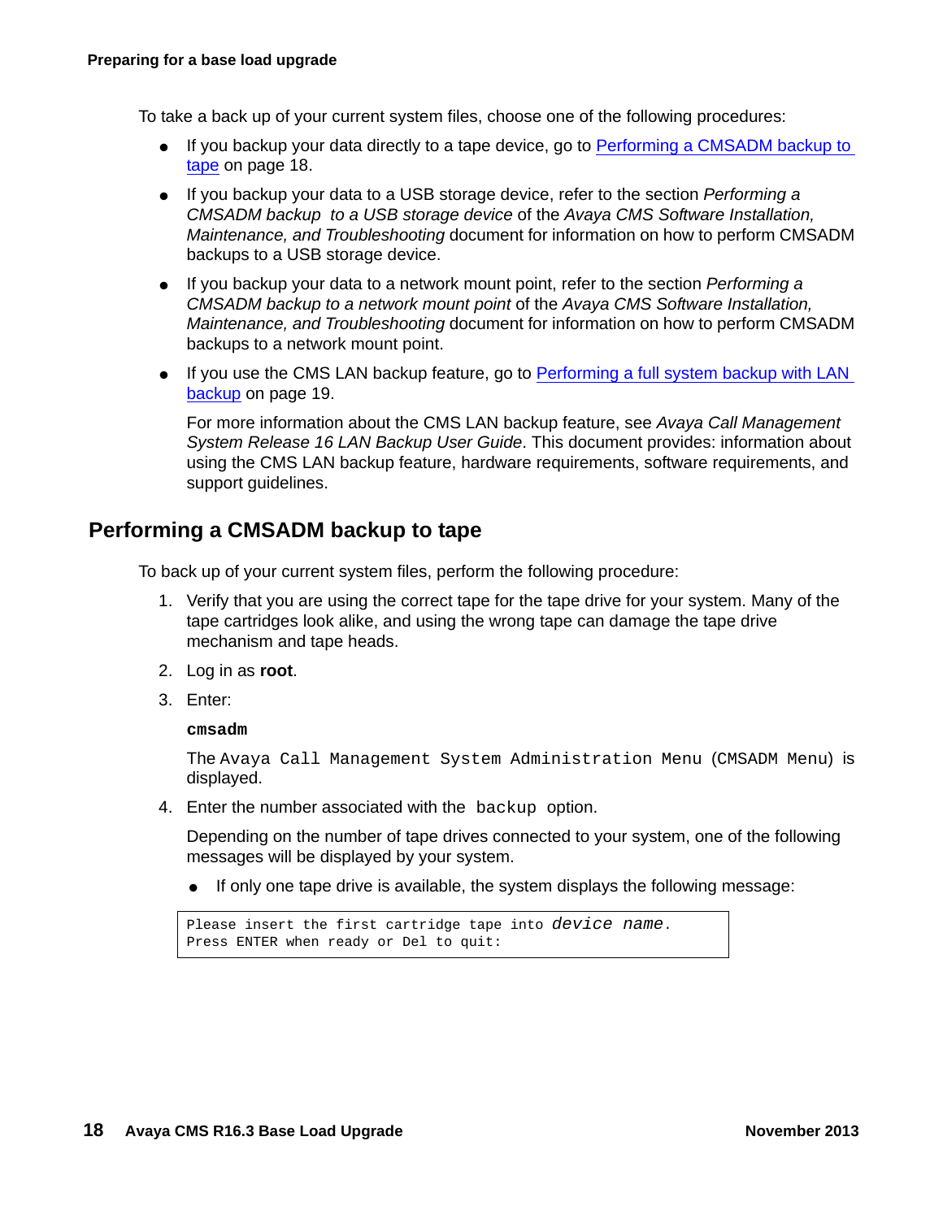To take a back up of your current system files, choose one of the following procedures:

- If you backup your data directly to a tape device, go to Performing a CMSADM backup to tape on page 18.
- If you backup your data to a USB storage device, refer to the section *Performing a CMSADM backup to a USB storage device* of the *Avaya CMS Software Installation, Maintenance, and Troubleshooting* document for information on how to perform CMSADM backups to a USB storage device.
- If you backup your data to a network mount point, refer to the section *Performing a CMSADM backup to a network mount point* of the *Avaya CMS Software Installation, Maintenance, and Troubleshooting* document for information on how to perform CMSADM backups to a network mount point.
- If you use the CMS LAN backup feature, go to Performing a full system backup with LAN backup on page 19.

  For more information about the CMS LAN backup feature, see *Avaya Call Management System Release 16 LAN Backup User Guide*. This document provides: information about using the CMS LAN backup feature, hardware requirements, software requirements, and support guidelines.

## Performing a CMSADM backup to tape

To back up of your current system files, perform the following procedure:

1. Verify that you are using the correct tape for the tape drive for your system. Many of the tape cartridges look alike, and using the wrong tape can damage the tape drive mechanism and tape heads.
2. Log in as **root**.
3. Enter:

   **`cmsadm`**

   The `Avaya Call Management System Administration Menu (CMSADM Menu)` is displayed.
4. Enter the number associated with the `backup` option.

   Depending on the number of tape drives connected to your system, one of the following messages will be displayed by your system.

   - If only one tape drive is available, the system displays the following message:

   ```
   Please insert the first cartridge tape into device name.
   Press ENTER when ready or Del to quit:
   ```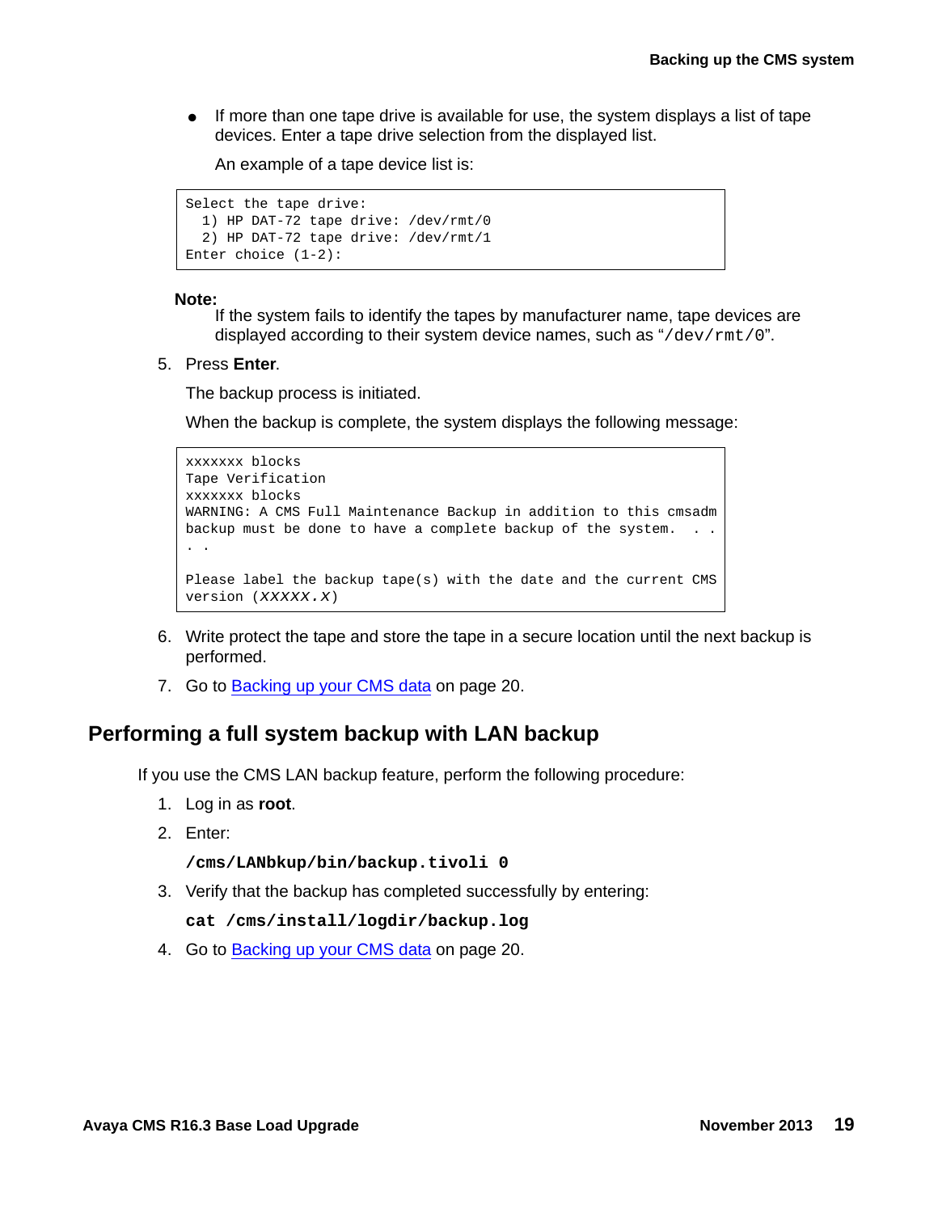- If more than one tape drive is available for use, the system displays a list of tape devices. Enter a tape drive selection from the displayed list.

  An example of a tape device list is:

```
Select the tape drive:
  1) HP DAT-72 tape drive: /dev/rmt/0
  2) HP DAT-72 tape drive: /dev/rmt/1
Enter choice (1-2):
```

**Note:**
If the system fails to identify the tapes by manufacturer name, tape devices are displayed according to their system device names, such as "`/dev/rmt/0`".

5. Press **Enter**.

   The backup process is initiated.

   When the backup is complete, the system displays the following message:

```
xxxxxxx blocks
Tape Verification
xxxxxxx blocks
WARNING: A CMS Full Maintenance Backup in addition to this cmsadm
backup must be done to have a complete backup of the system.  . .
. .

Please label the backup tape(s) with the date and the current CMS
version (XXXXX.X)
```

6. Write protect the tape and store the tape in a secure location until the next backup is performed.
7. Go to Backing up your CMS data on page 20.

## Performing a full system backup with LAN backup

If you use the CMS LAN backup feature, perform the following procedure:

1. Log in as **root**.
2. Enter:

   **`/cms/LANbkup/bin/backup.tivoli 0`**

3. Verify that the backup has completed successfully by entering:

   **`cat /cms/install/logdir/backup.log`**

4. Go to Backing up your CMS data on page 20.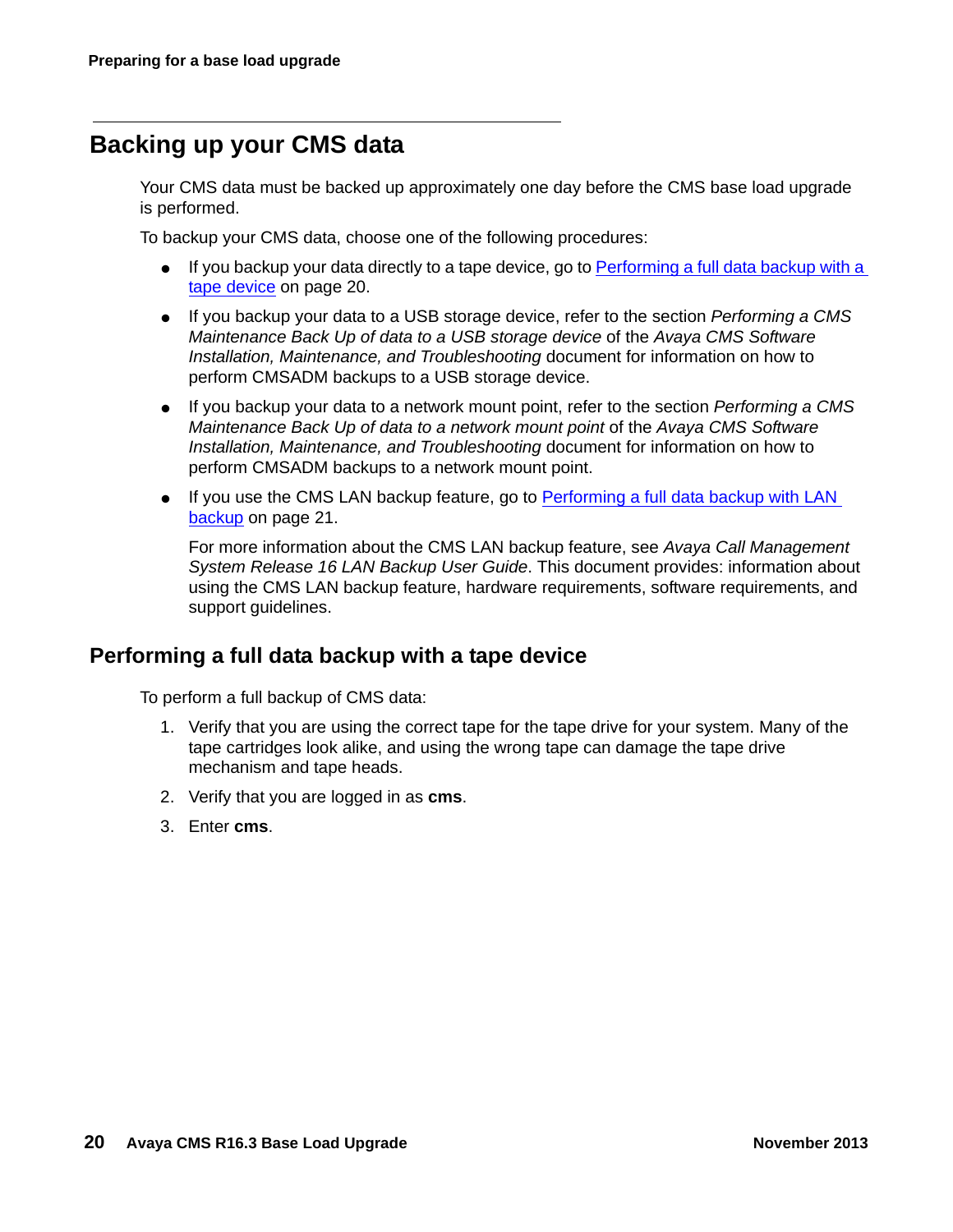## Backing up your CMS data

Your CMS data must be backed up approximately one day before the CMS base load upgrade is performed.

To backup your CMS data, choose one of the following procedures:

- If you backup your data directly to a tape device, go to Performing a full data backup with a tape device on page 20.
- If you backup your data to a USB storage device, refer to the section *Performing a CMS Maintenance Back Up of data to a USB storage device* of the *Avaya CMS Software Installation, Maintenance, and Troubleshooting* document for information on how to perform CMSADM backups to a USB storage device.
- If you backup your data to a network mount point, refer to the section *Performing a CMS Maintenance Back Up of data to a network mount point* of the *Avaya CMS Software Installation, Maintenance, and Troubleshooting* document for information on how to perform CMSADM backups to a network mount point.
- If you use the CMS LAN backup feature, go to Performing a full data backup with LAN backup on page 21.

  For more information about the CMS LAN backup feature, see *Avaya Call Management System Release 16 LAN Backup User Guide*. This document provides: information about using the CMS LAN backup feature, hardware requirements, software requirements, and support guidelines.

### Performing a full data backup with a tape device

To perform a full backup of CMS data:

1. Verify that you are using the correct tape for the tape drive for your system. Many of the tape cartridges look alike, and using the wrong tape can damage the tape drive mechanism and tape heads.
2. Verify that you are logged in as **cms**.
3. Enter **cms**.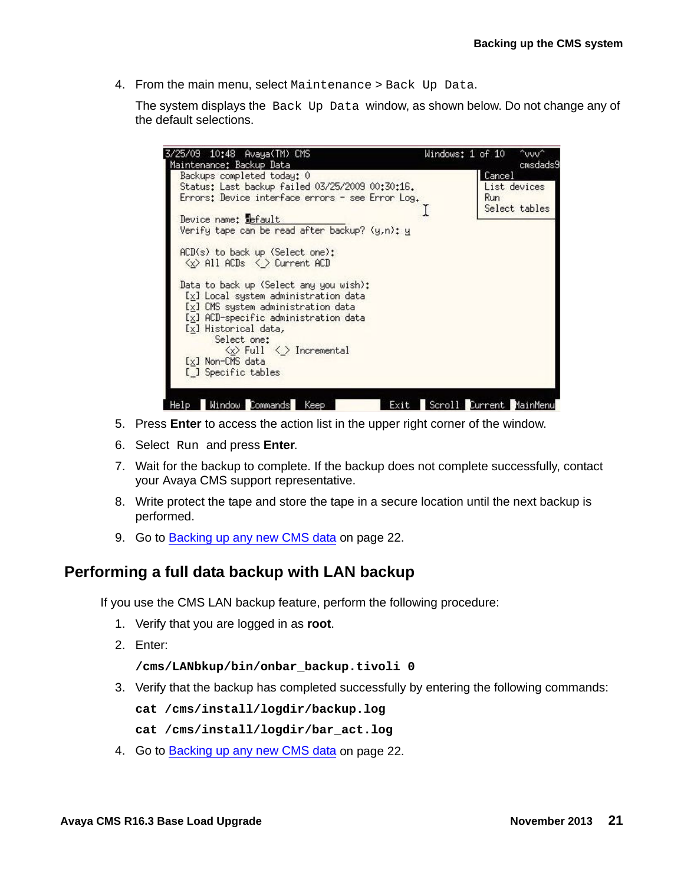4. From the main menu, select `Maintenance` > `Back Up Data`.

   The system displays the `Back Up Data` window, as shown below. Do not change any of the default selections.

```
3/25/09  10:48  Avaya(TM) CMS                          Windows: 1 of 10   ^vvv^
 Maintenance: Backup Data                                               cmsdads9
   Backups completed today: 0                               Cancel
   Status: Last backup failed 03/25/2009 00:30:16.          List devices
   Errors: Device interface errors - see Error Log.         Run
                                                            Select tables
   Device name: default
   Verify tape can be read after backup? (y,n): y

   ACD(s) to back up (Select one):
    <x> All ACDs   <_> Current ACD

   Data to back up (Select any you wish):
    [x] Local system administration data
    [x] CMS system administration data
    [x] ACD-specific administration data
    [x] Historical data,
          Select one:
            <x> Full   <_> Incremental
    [x] Non-CMS data
    [_] Specific tables

 Help  Window  Commands  Keep          Exit  Scroll  Current  MainMenu
```

5. Press **Enter** to access the action list in the upper right corner of the window.
6. Select `Run` and press **Enter**.
7. Wait for the backup to complete. If the backup does not complete successfully, contact your Avaya CMS support representative.
8. Write protect the tape and store the tape in a secure location until the next backup is performed.
9. Go to Backing up any new CMS data on page 22.

## Performing a full data backup with LAN backup

If you use the CMS LAN backup feature, perform the following procedure:

1. Verify that you are logged in as **root**.
2. Enter:

   **`/cms/LANbkup/bin/onbar_backup.tivoli 0`**

3. Verify that the backup has completed successfully by entering the following commands:

   **`cat /cms/install/logdir/backup.log`**

   **`cat /cms/install/logdir/bar_act.log`**

4. Go to Backing up any new CMS data on page 22.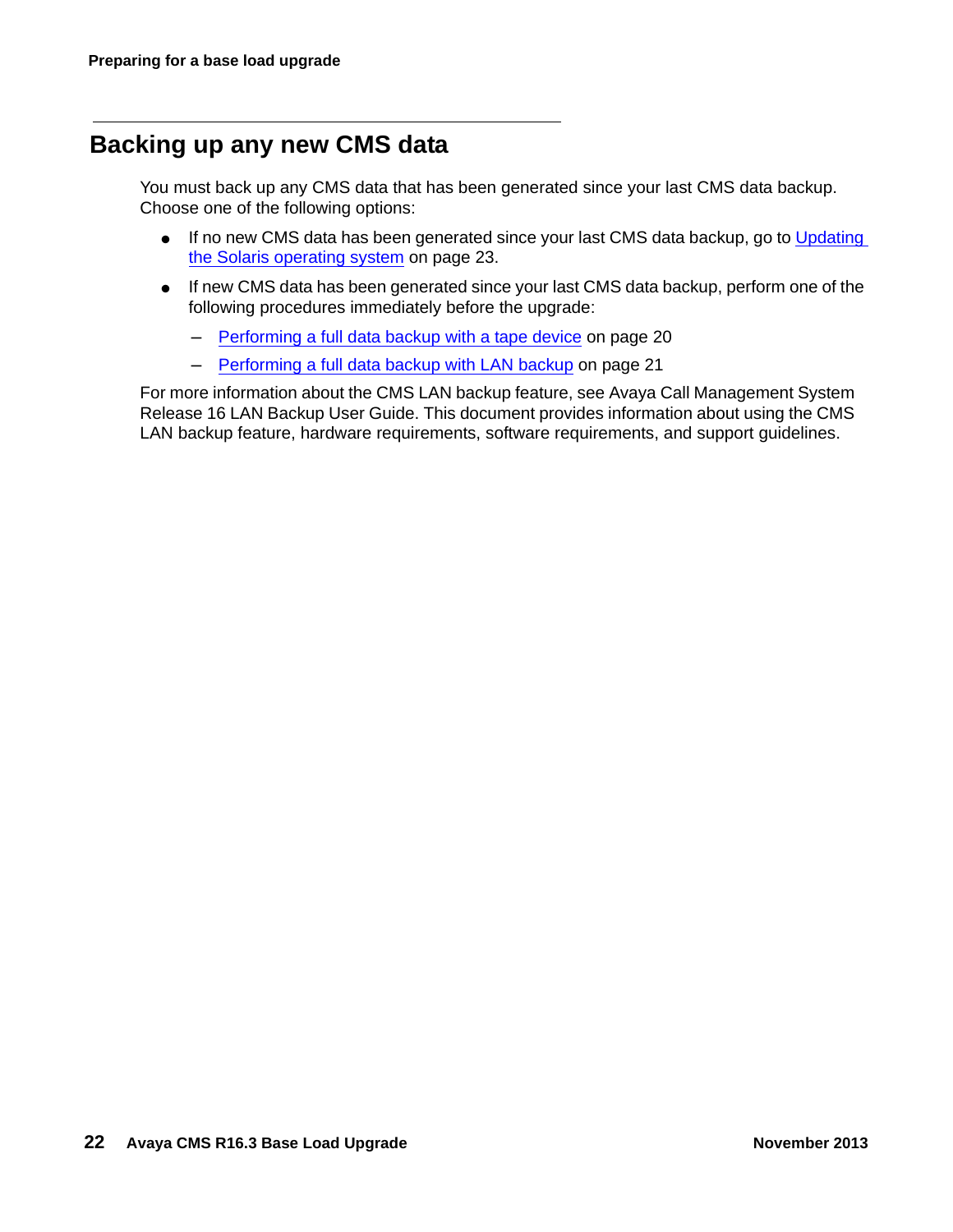## Backing up any new CMS data

You must back up any CMS data that has been generated since your last CMS data backup. Choose one of the following options:

- If no new CMS data has been generated since your last CMS data backup, go to Updating the Solaris operating system on page 23.
- If new CMS data has been generated since your last CMS data backup, perform one of the following procedures immediately before the upgrade:
  - Performing a full data backup with a tape device on page 20
  - Performing a full data backup with LAN backup on page 21

For more information about the CMS LAN backup feature, see Avaya Call Management System Release 16 LAN Backup User Guide. This document provides information about using the CMS LAN backup feature, hardware requirements, software requirements, and support guidelines.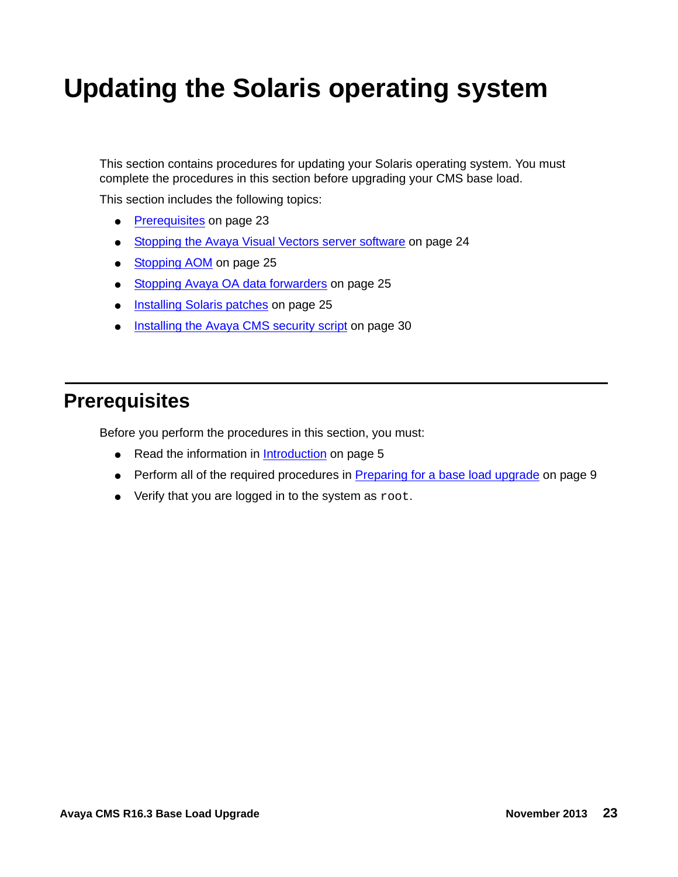# Updating the Solaris operating system

This section contains procedures for updating your Solaris operating system. You must complete the procedures in this section before upgrading your CMS base load.

This section includes the following topics:

- Prerequisites on page 23
- Stopping the Avaya Visual Vectors server software on page 24
- Stopping AOM on page 25
- Stopping Avaya OA data forwarders on page 25
- Installing Solaris patches on page 25
- Installing the Avaya CMS security script on page 30

## Prerequisites

Before you perform the procedures in this section, you must:

- Read the information in Introduction on page 5
- Perform all of the required procedures in Preparing for a base load upgrade on page 9
- Verify that you are logged in to the system as `root`.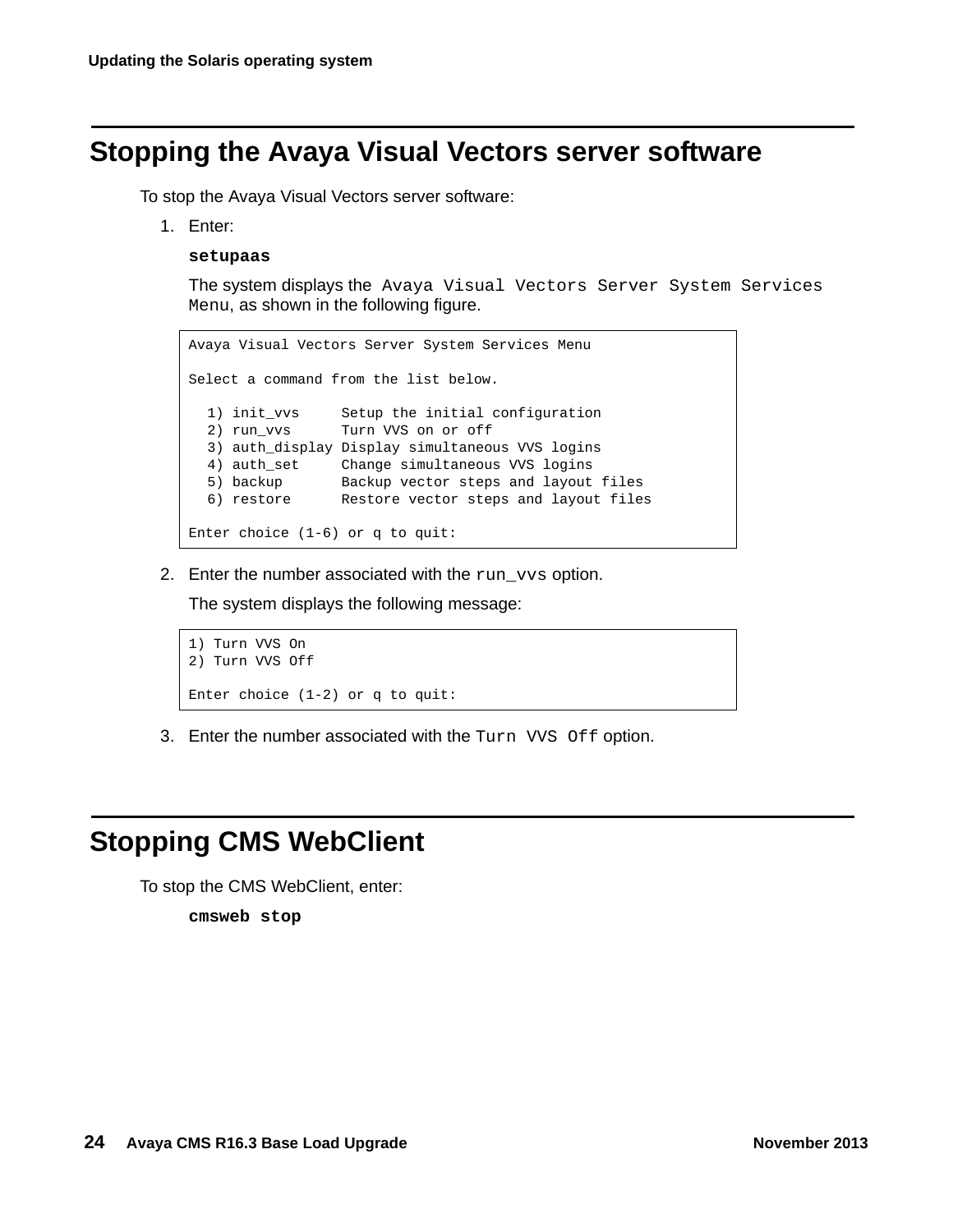## Stopping the Avaya Visual Vectors server software

To stop the Avaya Visual Vectors server software:

1. Enter:

   **`setupaas`**

   The system displays the `Avaya Visual Vectors Server System Services Menu`, as shown in the following figure.

   ```
   Avaya Visual Vectors Server System Services Menu

   Select a command from the list below.

     1) init_vvs     Setup the initial configuration
     2) run_vvs      Turn VVS on or off
     3) auth_display Display simultaneous VVS logins
     4) auth_set     Change simultaneous VVS logins
     5) backup       Backup vector steps and layout files
     6) restore      Restore vector steps and layout files

   Enter choice (1-6) or q to quit:
   ```

2. Enter the number associated with the `run_vvs` option.

   The system displays the following message:

   ```
   1) Turn VVS On
   2) Turn VVS Off

   Enter choice (1-2) or q to quit:
   ```

3. Enter the number associated with the `Turn VVS Off` option.

## Stopping CMS WebClient

To stop the CMS WebClient, enter:

**`cmsweb stop`**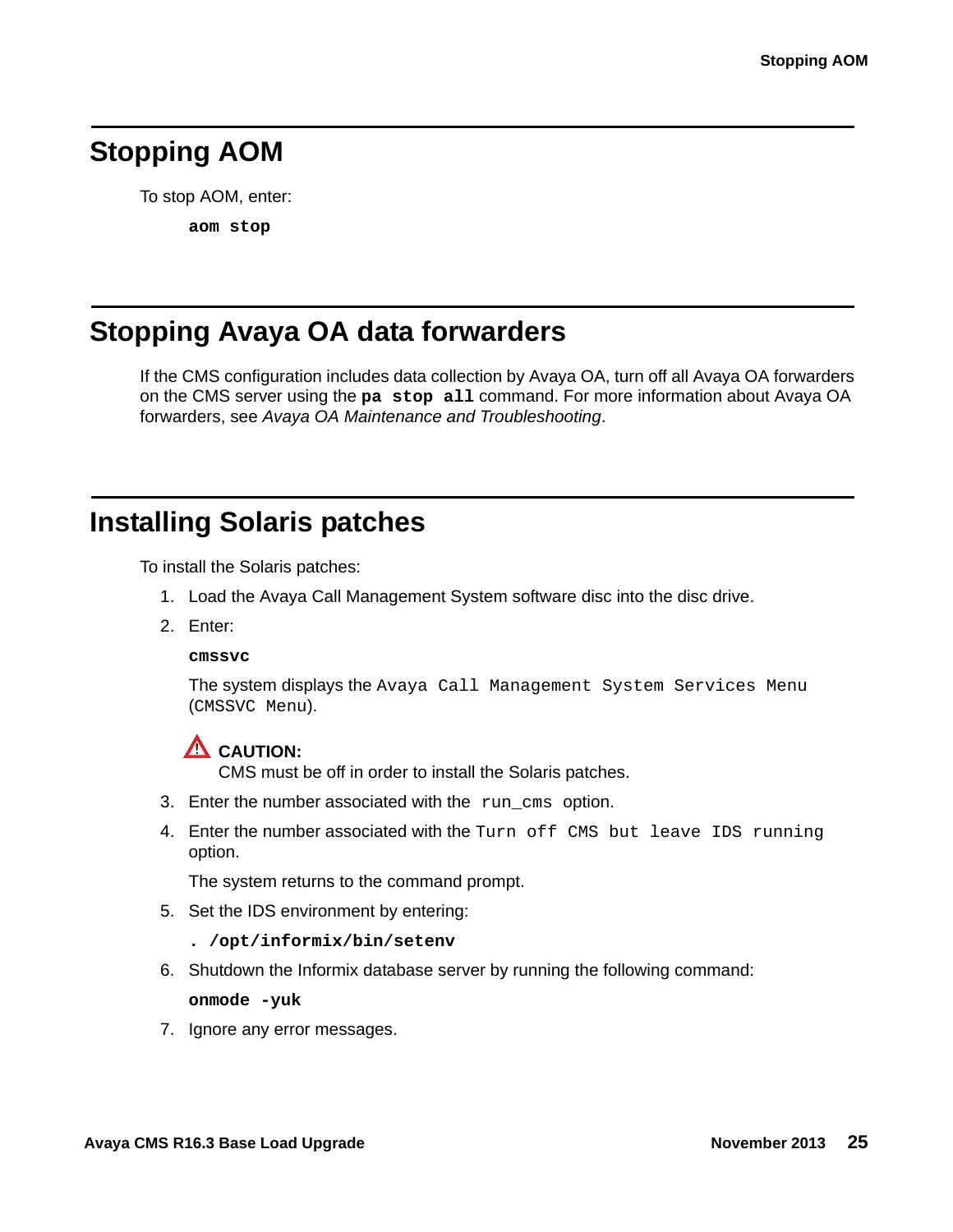## Stopping AOM

To stop AOM, enter:

```
aom stop
```

## Stopping Avaya OA data forwarders

If the CMS configuration includes data collection by Avaya OA, turn off all Avaya OA forwarders on the CMS server using the **`pa stop all`** command. For more information about Avaya OA forwarders, see *Avaya OA Maintenance and Troubleshooting*.

## Installing Solaris patches

To install the Solaris patches:

1. Load the Avaya Call Management System software disc into the disc drive.
2. Enter:

   ```
   cmssvc
   ```

   The system displays the `Avaya Call Management System Services Menu` (`CMSSVC Menu`).

   **CAUTION:**
   CMS must be off in order to install the Solaris patches.

3. Enter the number associated with the `run_cms` option.
4. Enter the number associated with the `Turn off CMS but leave IDS running` option.

   The system returns to the command prompt.

5. Set the IDS environment by entering:

   ```
   . /opt/informix/bin/setenv
   ```

6. Shutdown the Informix database server by running the following command:

   ```
   onmode -yuk
   ```

7. Ignore any error messages.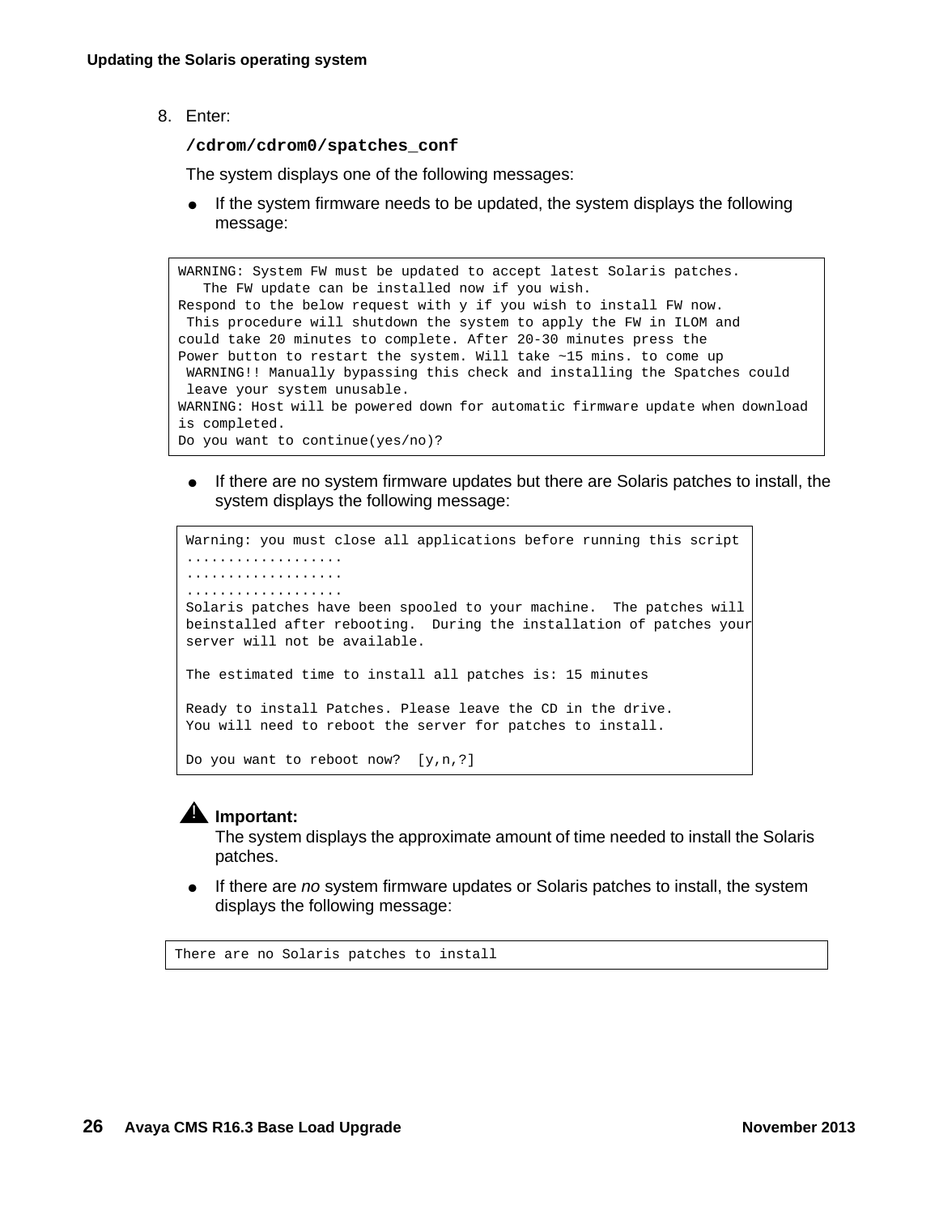8. Enter:

   **/cdrom/cdrom0/spatches_conf**

   The system displays one of the following messages:

   - If the system firmware needs to be updated, the system displays the following message:

```
WARNING: System FW must be updated to accept latest Solaris patches.
   The FW update can be installed now if you wish.
Respond to the below request with y if you wish to install FW now.
 This procedure will shutdown the system to apply the FW in ILOM and
could take 20 minutes to complete. After 20-30 minutes press the
Power button to restart the system. Will take ~15 mins. to come up
 WARNING!! Manually bypassing this check and installing the Spatches could
 leave your system unusable.
WARNING: Host will be powered down for automatic firmware update when download
is completed.
Do you want to continue(yes/no)?
```

   - If there are no system firmware updates but there are Solaris patches to install, the system displays the following message:

```
Warning: you must close all applications before running this script
..................
..................
..................
Solaris patches have been spooled to your machine.  The patches will
beinstalled after rebooting.  During the installation of patches your
server will not be available.

The estimated time to install all patches is: 15 minutes

Ready to install Patches. Please leave the CD in the drive.
You will need to reboot the server for patches to install.

Do you want to reboot now?  [y,n,?]
```

   **Important:**
   The system displays the approximate amount of time needed to install the Solaris patches.

   - If there are *no* system firmware updates or Solaris patches to install, the system displays the following message:

```
There are no Solaris patches to install
```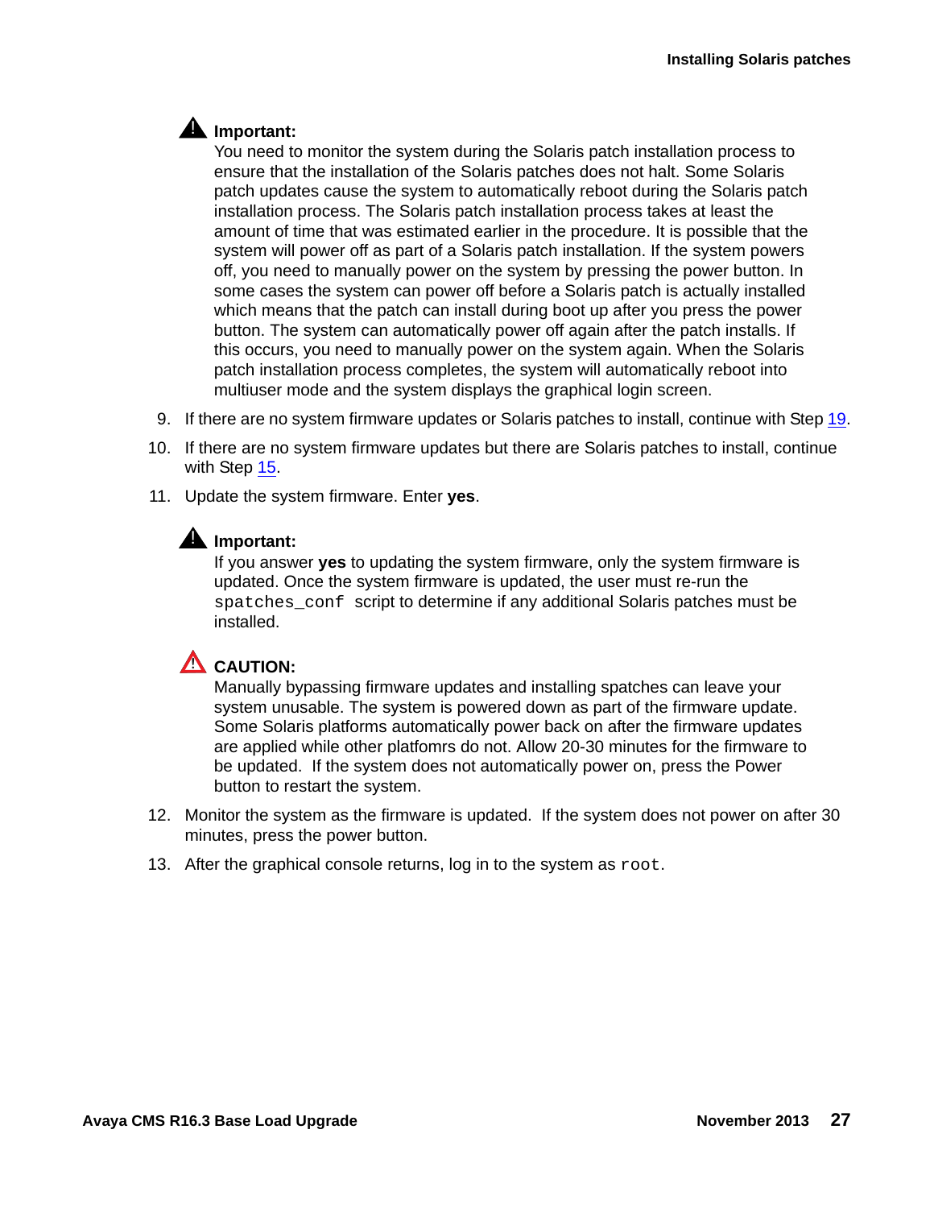**Important:**

You need to monitor the system during the Solaris patch installation process to ensure that the installation of the Solaris patches does not halt. Some Solaris patch updates cause the system to automatically reboot during the Solaris patch installation process. The Solaris patch installation process takes at least the amount of time that was estimated earlier in the procedure. It is possible that the system will power off as part of a Solaris patch installation. If the system powers off, you need to manually power on the system by pressing the power button. In some cases the system can power off before a Solaris patch is actually installed which means that the patch can install during boot up after you press the power button. The system can automatically power off again after the patch installs. If this occurs, you need to manually power on the system again. When the Solaris patch installation process completes, the system will automatically reboot into multiuser mode and the system displays the graphical login screen.

9. If there are no system firmware updates or Solaris patches to install, continue with Step 19.
10. If there are no system firmware updates but there are Solaris patches to install, continue with Step 15.
11. Update the system firmware. Enter **yes**.

**Important:**

If you answer **yes** to updating the system firmware, only the system firmware is updated. Once the system firmware is updated, the user must re-run the `spatches_conf` script to determine if any additional Solaris patches must be installed.

**CAUTION:**

Manually bypassing firmware updates and installing spatches can leave your system unusable. The system is powered down as part of the firmware update. Some Solaris platforms automatically power back on after the firmware updates are applied while other platfomrs do not. Allow 20-30 minutes for the firmware to be updated. If the system does not automatically power on, press the Power button to restart the system.

12. Monitor the system as the firmware is updated. If the system does not power on after 30 minutes, press the power button.
13. After the graphical console returns, log in to the system as `root`.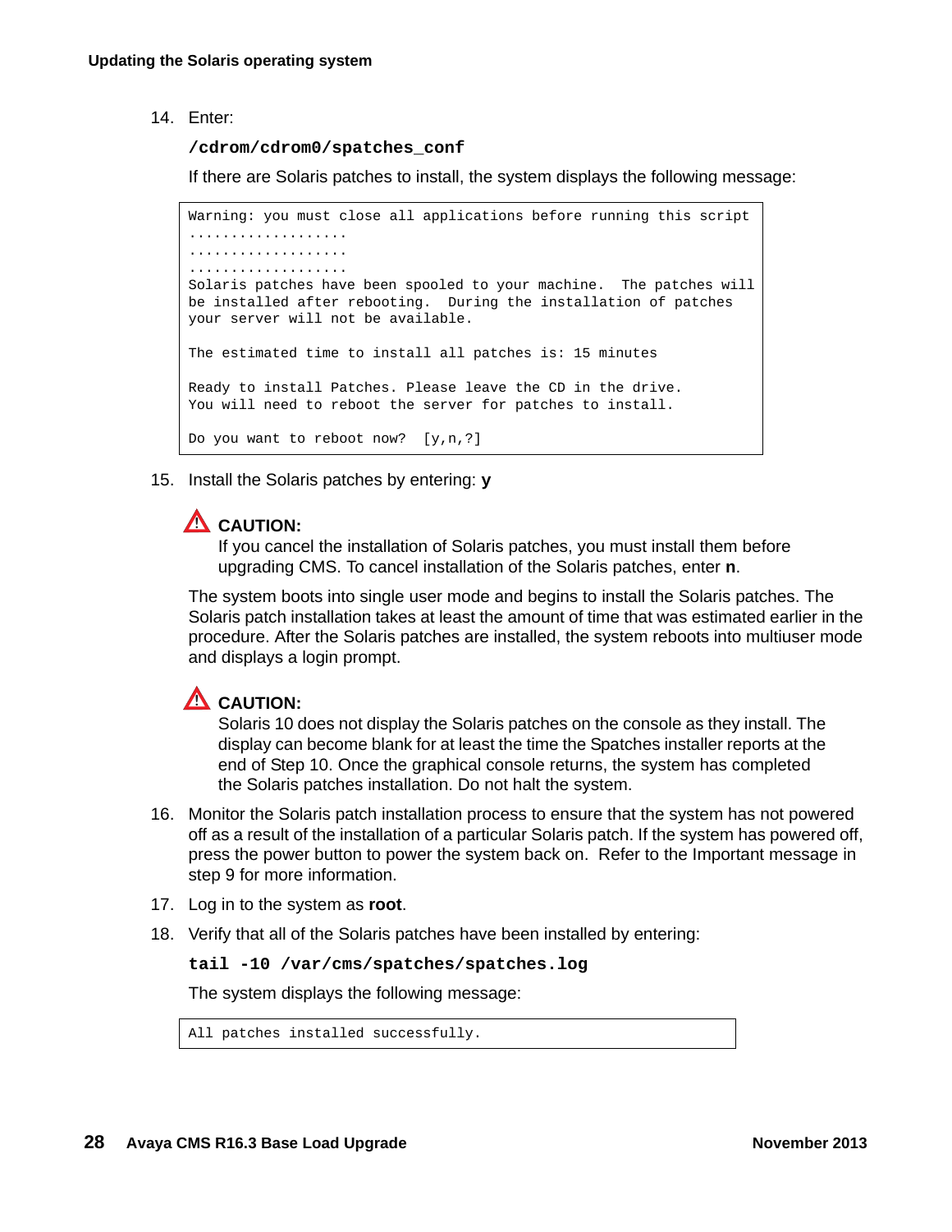14. Enter:

    **`/cdrom/cdrom0/spatches_conf`**

    If there are Solaris patches to install, the system displays the following message:

```
Warning: you must close all applications before running this script
...................
...................
...................
Solaris patches have been spooled to your machine.  The patches will
be installed after rebooting.  During the installation of patches
your server will not be available.

The estimated time to install all patches is: 15 minutes

Ready to install Patches. Please leave the CD in the drive.
You will need to reboot the server for patches to install.

Do you want to reboot now?  [y,n,?]
```

15. Install the Solaris patches by entering: **y**

    **CAUTION:**
    If you cancel the installation of Solaris patches, you must install them before upgrading CMS. To cancel installation of the Solaris patches, enter **n**.

    The system boots into single user mode and begins to install the Solaris patches. The Solaris patch installation takes at least the amount of time that was estimated earlier in the procedure. After the Solaris patches are installed, the system reboots into multiuser mode and displays a login prompt.

    **CAUTION:**
    Solaris 10 does not display the Solaris patches on the console as they install. The display can become blank for at least the time the Spatches installer reports at the end of Step 10. Once the graphical console returns, the system has completed the Solaris patches installation. Do not halt the system.

16. Monitor the Solaris patch installation process to ensure that the system has not powered off as a result of the installation of a particular Solaris patch. If the system has powered off, press the power button to power the system back on.  Refer to the Important message in step 9 for more information.
17. Log in to the system as **root**.
18. Verify that all of the Solaris patches have been installed by entering:

    **`tail -10 /var/cms/spatches/spatches.log`**

    The system displays the following message:

```
All patches installed successfully.
```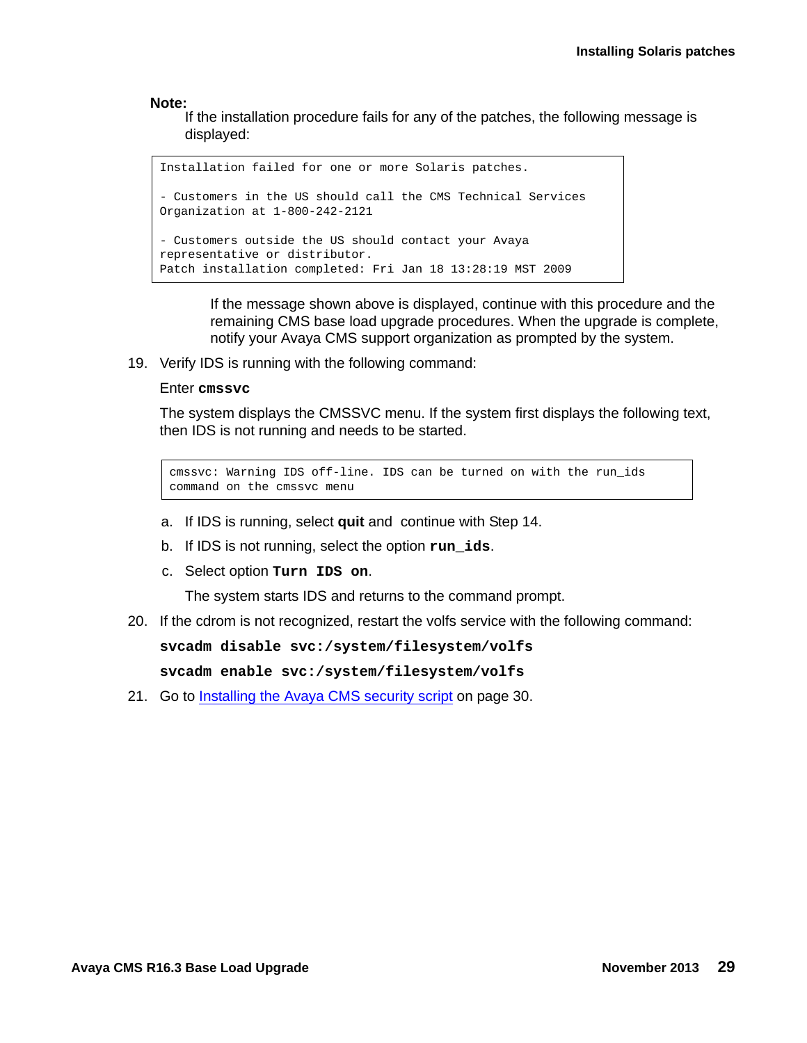**Note:**
If the installation procedure fails for any of the patches, the following message is displayed:

```
Installation failed for one or more Solaris patches.

- Customers in the US should call the CMS Technical Services
Organization at 1-800-242-2121

- Customers outside the US should contact your Avaya
representative or distributor.
Patch installation completed: Fri Jan 18 13:28:19 MST 2009
```

If the message shown above is displayed, continue with this procedure and the remaining CMS base load upgrade procedures. When the upgrade is complete, notify your Avaya CMS support organization as prompted by the system.

19. Verify IDS is running with the following command:

    Enter **`cmssvc`**

    The system displays the CMSSVC menu. If the system first displays the following text, then IDS is not running and needs to be started.

    ```
    cmssvc: Warning IDS off-line. IDS can be turned on with the run_ids
    command on the cmssvc menu
    ```

    a. If IDS is running, select **quit** and continue with Step 14.

    b. If IDS is not running, select the option **`run_ids`**.

    c. Select option **`Turn IDS on`**.

    The system starts IDS and returns to the command prompt.

20. If the cdrom is not recognized, restart the volfs service with the following command:

    **`svcadm disable svc:/system/filesystem/volfs`**

    **`svcadm enable svc:/system/filesystem/volfs`**

21. Go to Installing the Avaya CMS security script on page 30.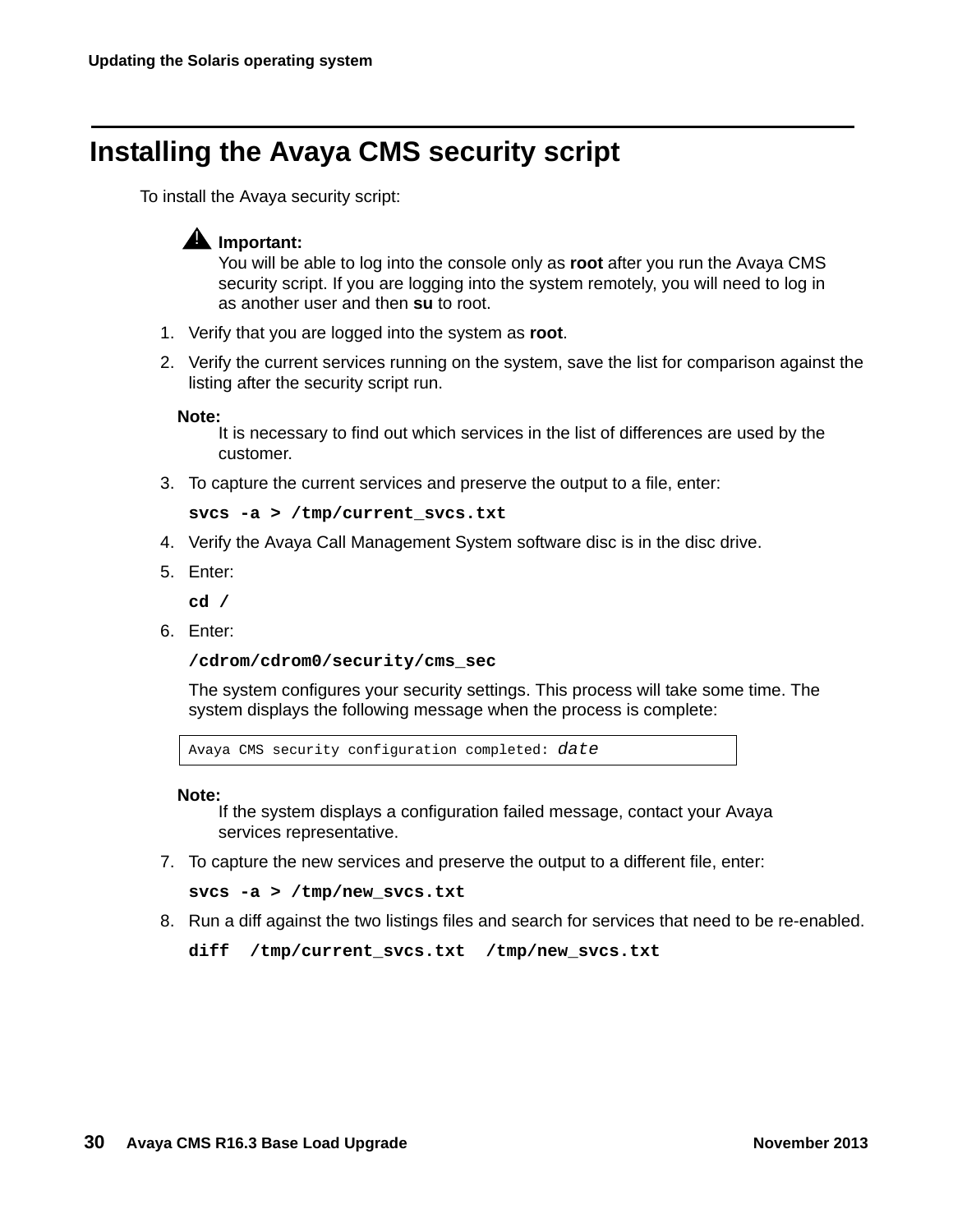## Installing the Avaya CMS security script

To install the Avaya security script:

> **Important:**
> You will be able to log into the console only as **root** after you run the Avaya CMS security script. If you are logging into the system remotely, you will need to log in as another user and then **su** to root.

1. Verify that you are logged into the system as **root**.
2. Verify the current services running on the system, save the list for comparison against the listing after the security script run.

   **Note:**
   It is necessary to find out which services in the list of differences are used by the customer.

3. To capture the current services and preserve the output to a file, enter:

   **svcs -a > /tmp/current_svcs.txt**

4. Verify the Avaya Call Management System software disc is in the disc drive.
5. Enter:

   **cd /**

6. Enter:

   **/cdrom/cdrom0/security/cms_sec**

   The system configures your security settings. This process will take some time. The system displays the following message when the process is complete:

```
Avaya CMS security configuration completed: date
```

   **Note:**
   If the system displays a configuration failed message, contact your Avaya services representative.

7. To capture the new services and preserve the output to a different file, enter:

   **svcs -a > /tmp/new_svcs.txt**

8. Run a diff against the two listings files and search for services that need to be re-enabled.

   **diff /tmp/current_svcs.txt /tmp/new_svcs.txt**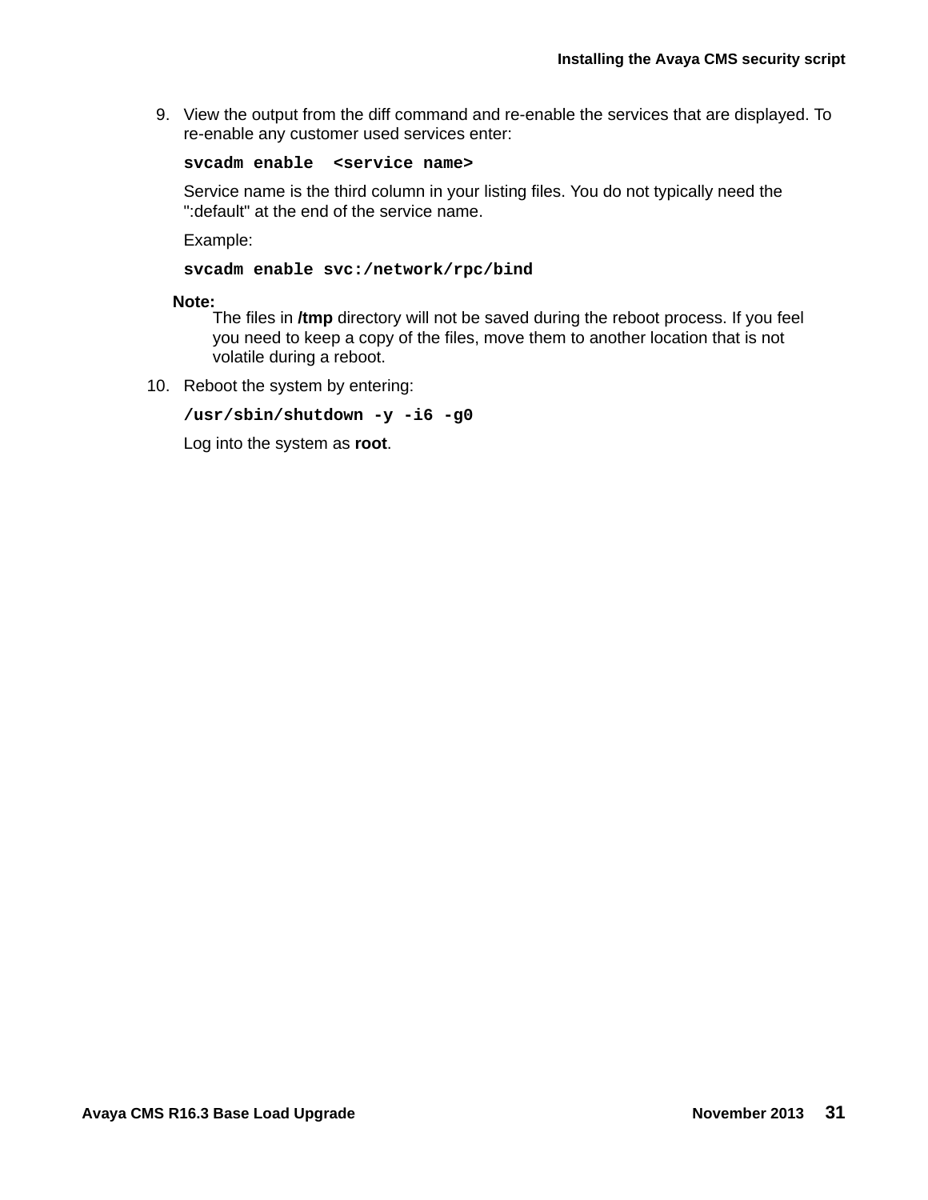9. View the output from the diff command and re-enable the services that are displayed. To re-enable any customer used services enter:

   ```
   svcadm enable  <service name>
   ```

   Service name is the third column in your listing files. You do not typically need the ":default" at the end of the service name.

   Example:

   ```
   svcadm enable svc:/network/rpc/bind
   ```

   **Note:**
   The files in **/tmp** directory will not be saved during the reboot process. If you feel you need to keep a copy of the files, move them to another location that is not volatile during a reboot.

10. Reboot the system by entering:

    ```
    /usr/sbin/shutdown -y -i6 -g0
    ```

    Log into the system as **root**.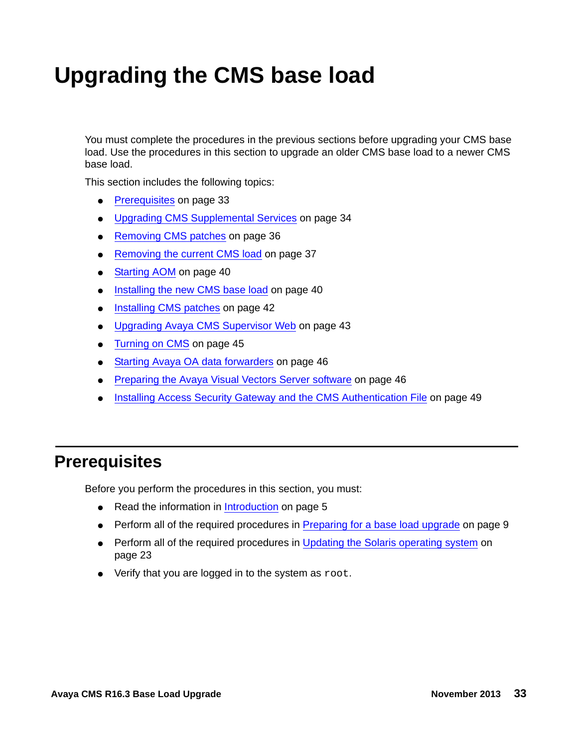# Upgrading the CMS base load

You must complete the procedures in the previous sections before upgrading your CMS base load. Use the procedures in this section to upgrade an older CMS base load to a newer CMS base load.

This section includes the following topics:

- Prerequisites on page 33
- Upgrading CMS Supplemental Services on page 34
- Removing CMS patches on page 36
- Removing the current CMS load on page 37
- Starting AOM on page 40
- Installing the new CMS base load on page 40
- Installing CMS patches on page 42
- Upgrading Avaya CMS Supervisor Web on page 43
- Turning on CMS on page 45
- Starting Avaya OA data forwarders on page 46
- Preparing the Avaya Visual Vectors Server software on page 46
- Installing Access Security Gateway and the CMS Authentication File on page 49

## Prerequisites

Before you perform the procedures in this section, you must:

- Read the information in Introduction on page 5
- Perform all of the required procedures in Preparing for a base load upgrade on page 9
- Perform all of the required procedures in Updating the Solaris operating system on page 23
- Verify that you are logged in to the system as `root`.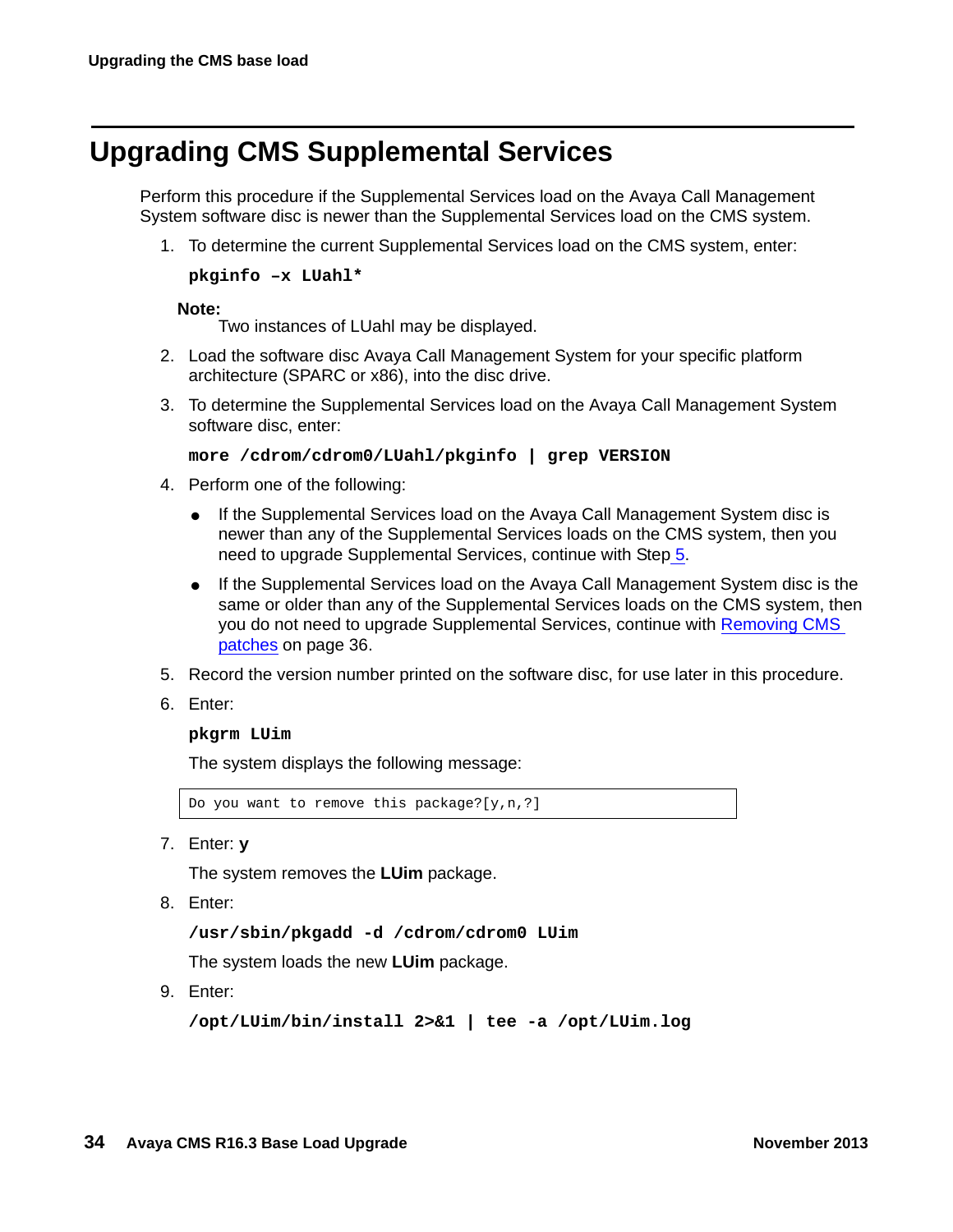# Upgrading CMS Supplemental Services

Perform this procedure if the Supplemental Services load on the Avaya Call Management System software disc is newer than the Supplemental Services load on the CMS system.

1. To determine the current Supplemental Services load on the CMS system, enter:

   **pkginfo –x LUahl***

   **Note:**
   Two instances of LUahl may be displayed.

2. Load the software disc Avaya Call Management System for your specific platform architecture (SPARC or x86), into the disc drive.

3. To determine the Supplemental Services load on the Avaya Call Management System software disc, enter:

   **more /cdrom/cdrom0/LUahl/pkginfo | grep VERSION**

4. Perform one of the following:

   - If the Supplemental Services load on the Avaya Call Management System disc is newer than any of the Supplemental Services loads on the CMS system, then you need to upgrade Supplemental Services, continue with Step 5.
   - If the Supplemental Services load on the Avaya Call Management System disc is the same or older than any of the Supplemental Services loads on the CMS system, then you do not need to upgrade Supplemental Services, continue with Removing CMS patches on page 36.

5. Record the version number printed on the software disc, for use later in this procedure.

6. Enter:

   **pkgrm LUim**

   The system displays the following message:

   ```
   Do you want to remove this package?[y,n,?]
   ```

7. Enter: **y**

   The system removes the **LUim** package.

8. Enter:

   **/usr/sbin/pkgadd -d /cdrom/cdrom0 LUim**

   The system loads the new **LUim** package.

9. Enter:

   **/opt/LUim/bin/install 2>&1 | tee -a /opt/LUim.log**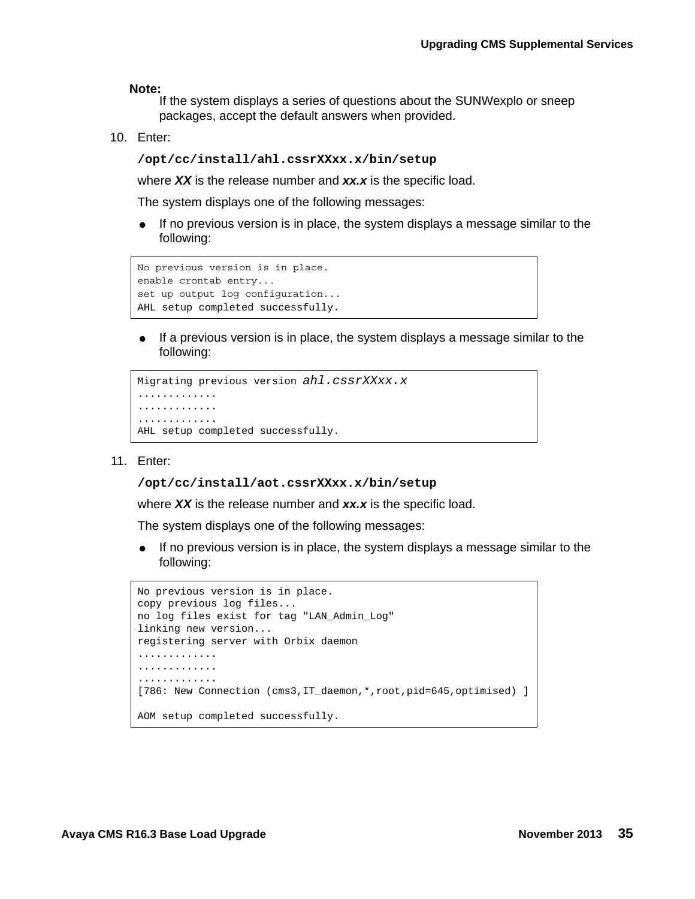**Note:**
If the system displays a series of questions about the SUNWexplo or sneep packages, accept the default answers when provided.

10. Enter:

    **`/opt/cc/install/ahl.cssrXXxx.x/bin/setup`**

    where ***XX*** is the release number and ***xx.x*** is the specific load.

    The system displays one of the following messages:

    - If no previous version is in place, the system displays a message similar to the following:

```
No previous version is in place.
enable crontab entry...
set up output log configuration...
AHL setup completed successfully.
```

    - If a previous version is in place, the system displays a message similar to the following:

```
Migrating previous version ahl.cssrXXxx.x
............
............
............
AHL setup completed successfully.
```

11. Enter:

    **`/opt/cc/install/aot.cssrXXxx.x/bin/setup`**

    where ***XX*** is the release number and ***xx.x*** is the specific load.

    The system displays one of the following messages:

    - If no previous version is in place, the system displays a message similar to the following:

```
No previous version is in place.
copy previous log files...
no log files exist for tag "LAN_Admin_Log"
linking new version...
registering server with Orbix daemon
............
............
............
[786: New Connection (cms3,IT_daemon,*,root,pid=645,optimised) ]

AOM setup completed successfully.
```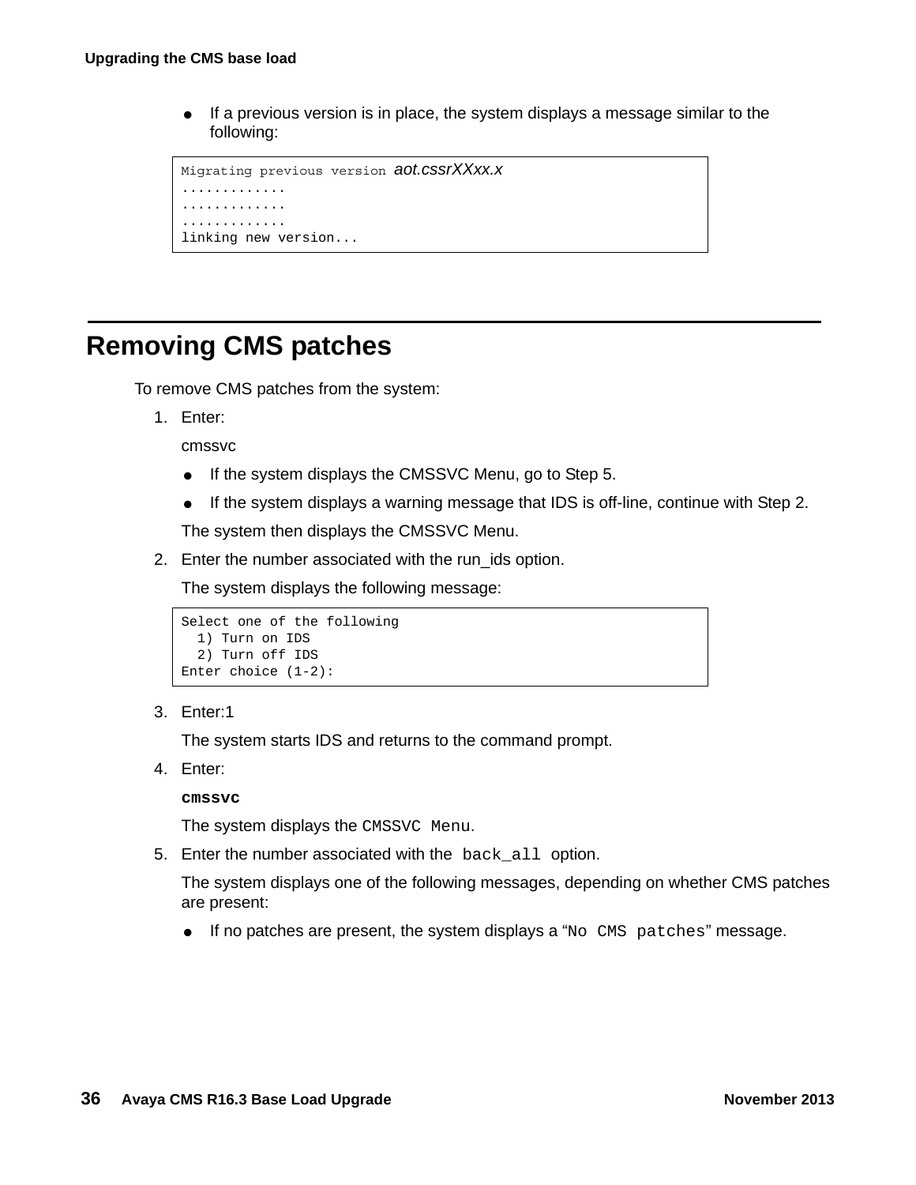- If a previous version is in place, the system displays a message similar to the following:

```
Migrating previous version aot.cssrXXxx.x
............
............
............
linking new version...
```

## Removing CMS patches

To remove CMS patches from the system:

1. Enter:

   cmssvc

   - If the system displays the CMSSVC Menu, go to Step 5.
   - If the system displays a warning message that IDS is off-line, continue with Step 2.

   The system then displays the CMSSVC Menu.

2. Enter the number associated with the run_ids option.

   The system displays the following message:

```
Select one of the following
  1) Turn on IDS
  2) Turn off IDS
Enter choice (1-2):
```

3. Enter:1

   The system starts IDS and returns to the command prompt.

4. Enter:

   **`cmssvc`**

   The system displays the `CMSSVC Menu`.

5. Enter the number associated with the `back_all` option.

   The system displays one of the following messages, depending on whether CMS patches are present:

   - If no patches are present, the system displays a “`No CMS patches`” message.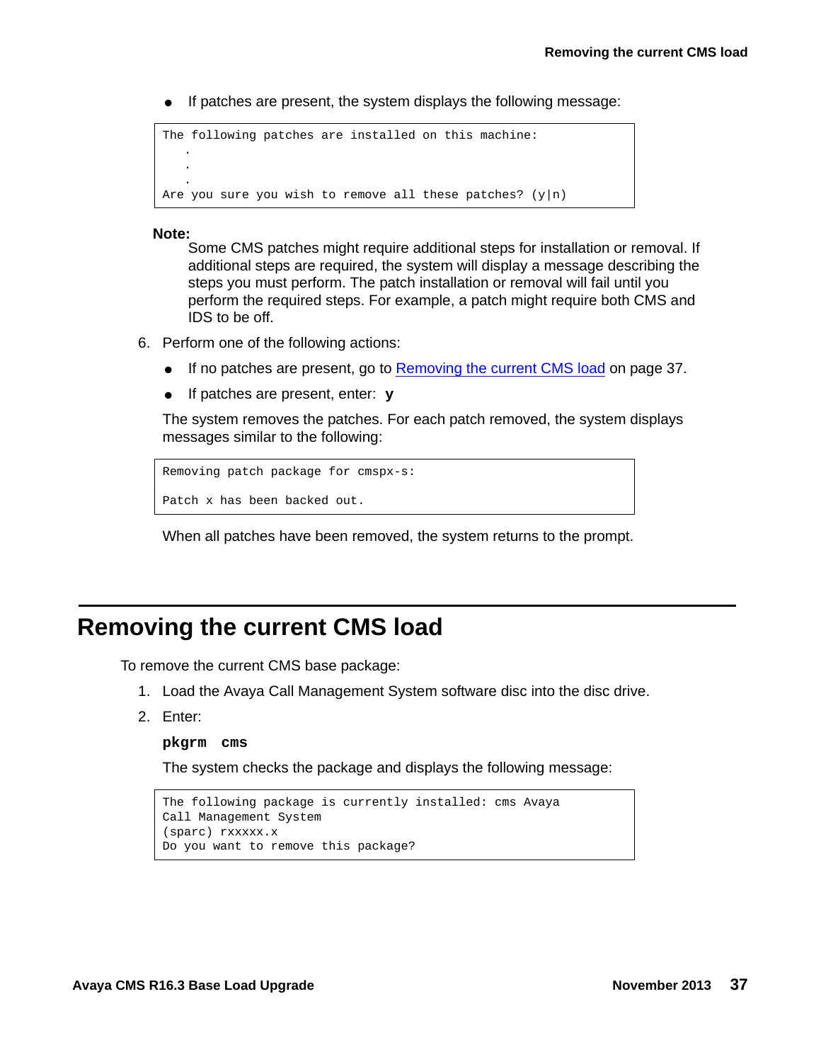- If patches are present, the system displays the following message:

```
The following patches are installed on this machine:
   .
   .
   .
Are you sure you wish to remove all these patches? (y|n)
```

**Note:**
Some CMS patches might require additional steps for installation or removal. If additional steps are required, the system will display a message describing the steps you must perform. The patch installation or removal will fail until you perform the required steps. For example, a patch might require both CMS and IDS to be off.

6. Perform one of the following actions:
   - If no patches are present, go to Removing the current CMS load on page 37.
   - If patches are present, enter: **y**

   The system removes the patches. For each patch removed, the system displays messages similar to the following:

```
Removing patch package for cmspx-s:

Patch x has been backed out.
```

   When all patches have been removed, the system returns to the prompt.

## Removing the current CMS load

To remove the current CMS base package:

1. Load the Avaya Call Management System software disc into the disc drive.
2. Enter:

   **pkgrm cms**

   The system checks the package and displays the following message:

```
The following package is currently installed: cms Avaya
Call Management System
(sparc) rxxxxx.x
Do you want to remove this package?
```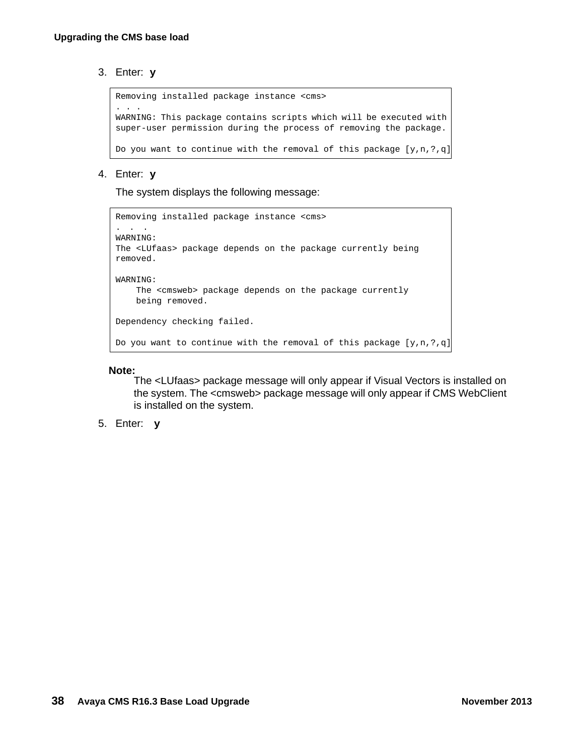3. Enter: **y**

```
Removing installed package instance <cms>
. . .
WARNING: This package contains scripts which will be executed with
super-user permission during the process of removing the package.

Do you want to continue with the removal of this package [y,n,?,q]
```

4. Enter: **y**

   The system displays the following message:

```
Removing installed package instance <cms>
.  .  .
WARNING:
The <LUfaas> package depends on the package currently being
removed.

WARNING:
    The <cmsweb> package depends on the package currently
    being removed.

Dependency checking failed.

Do you want to continue with the removal of this package [y,n,?,q]
```

**Note:**
The <LUfaas> package message will only appear if Visual Vectors is installed on the system. The <cmsweb> package message will only appear if CMS WebClient is installed on the system.

5. Enter: **y**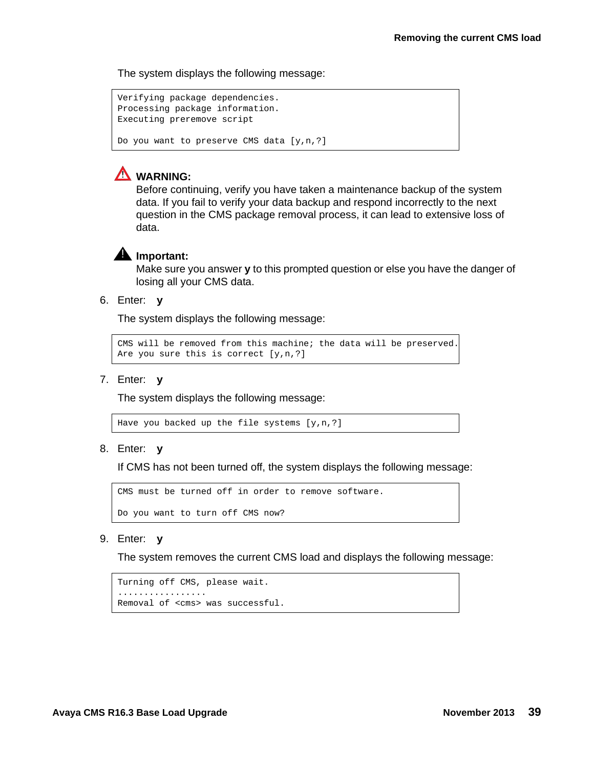The system displays the following message:

```
Verifying package dependencies.
Processing package information.
Executing preremove script

Do you want to preserve CMS data [y,n,?]
```

**WARNING:**
Before continuing, verify you have taken a maintenance backup of the system data. If you fail to verify your data backup and respond incorrectly to the next question in the CMS package removal process, it can lead to extensive loss of data.

**Important:**
Make sure you answer **y** to this prompted question or else you have the danger of losing all your CMS data.

6. Enter: **y**

   The system displays the following message:

```
CMS will be removed from this machine; the data will be preserved.
Are you sure this is correct [y,n,?]
```

7. Enter: **y**

   The system displays the following message:

```
Have you backed up the file systems [y,n,?]
```

8. Enter: **y**

   If CMS has not been turned off, the system displays the following message:

```
CMS must be turned off in order to remove software.

Do you want to turn off CMS now?
```

9. Enter: **y**

   The system removes the current CMS load and displays the following message:

```
Turning off CMS, please wait.
.................
Removal of <cms> was successful.
```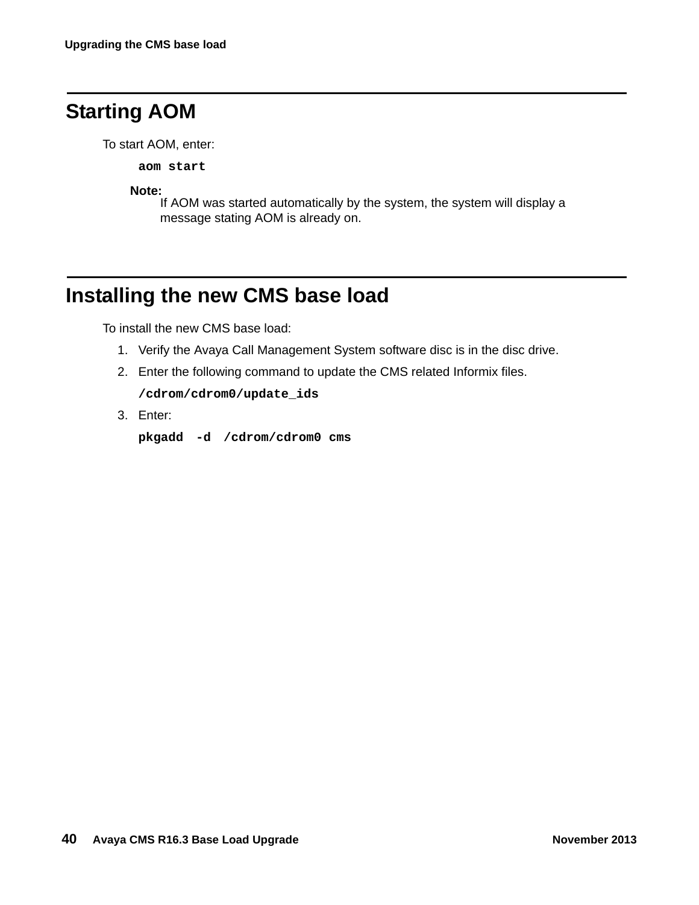## Starting AOM

To start AOM, enter:

```
aom start
```

**Note:**
If AOM was started automatically by the system, the system will display a message stating AOM is already on.

## Installing the new CMS base load

To install the new CMS base load:

1. Verify the Avaya Call Management System software disc is in the disc drive.
2. Enter the following command to update the CMS related Informix files.

   ```
   /cdrom/cdrom0/update_ids
   ```

3. Enter:

   ```
   pkgadd  -d  /cdrom/cdrom0 cms
   ```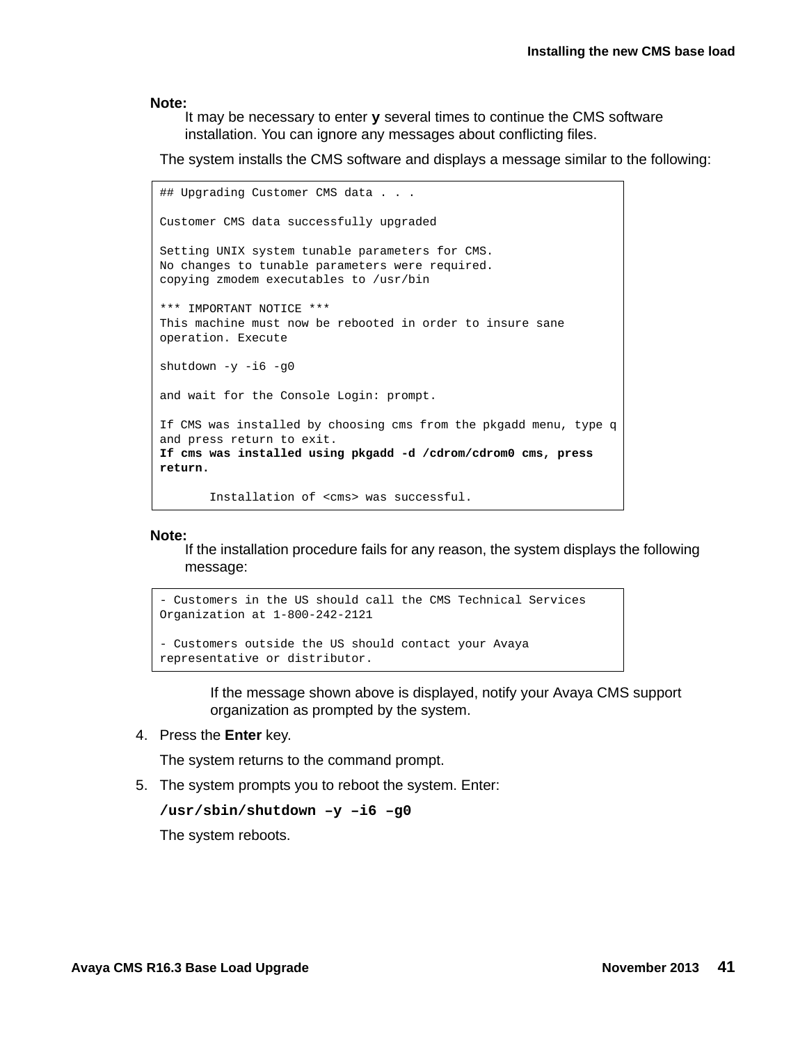**Note:**
It may be necessary to enter **y** several times to continue the CMS software installation. You can ignore any messages about conflicting files.

The system installs the CMS software and displays a message similar to the following:

```
## Upgrading Customer CMS data . . .

Customer CMS data successfully upgraded

Setting UNIX system tunable parameters for CMS.
No changes to tunable parameters were required.
copying zmodem executables to /usr/bin

*** IMPORTANT NOTICE ***
This machine must now be rebooted in order to insure sane
operation. Execute

shutdown -y -i6 -g0

and wait for the Console Login: prompt.

If CMS was installed by choosing cms from the pkgadd menu, type q
and press return to exit.
If cms was installed using pkgadd -d /cdrom/cdrom0 cms, press
return.

       Installation of <cms> was successful.
```

**Note:**
If the installation procedure fails for any reason, the system displays the following message:

```
- Customers in the US should call the CMS Technical Services
Organization at 1-800-242-2121

- Customers outside the US should contact your Avaya
representative or distributor.
```

If the message shown above is displayed, notify your Avaya CMS support organization as prompted by the system.

4. Press the **Enter** key.

   The system returns to the command prompt.

5. The system prompts you to reboot the system. Enter:

   **`/usr/sbin/shutdown –y –i6 –g0`**

   The system reboots.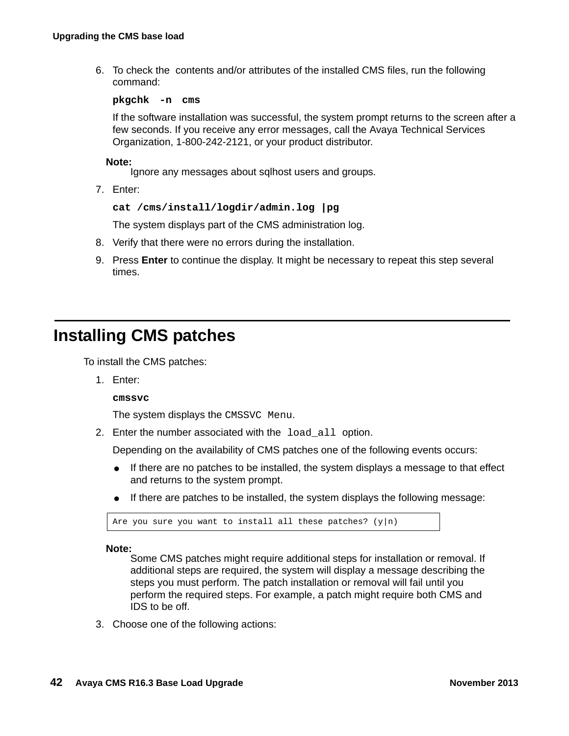6. To check the contents and/or attributes of the installed CMS files, run the following command:

   **`pkgchk -n cms`**

   If the software installation was successful, the system prompt returns to the screen after a few seconds. If you receive any error messages, call the Avaya Technical Services Organization, 1-800-242-2121, or your product distributor.

   **Note:**
   Ignore any messages about sqlhost users and groups.

7. Enter:

   **`cat /cms/install/logdir/admin.log |pg`**

   The system displays part of the CMS administration log.

8. Verify that there were no errors during the installation.
9. Press **Enter** to continue the display. It might be necessary to repeat this step several times.

## Installing CMS patches

To install the CMS patches:

1. Enter:

   **`cmssvc`**

   The system displays the `CMSSVC Menu`.

2. Enter the number associated with the `load_all` option.

   Depending on the availability of CMS patches one of the following events occurs:

   - If there are no patches to be installed, the system displays a message to that effect and returns to the system prompt.
   - If there are patches to be installed, the system displays the following message:

```
Are you sure you want to install all these patches? (y|n)
```

   **Note:**
   Some CMS patches might require additional steps for installation or removal. If additional steps are required, the system will display a message describing the steps you must perform. The patch installation or removal will fail until you perform the required steps. For example, a patch might require both CMS and IDS to be off.

3. Choose one of the following actions: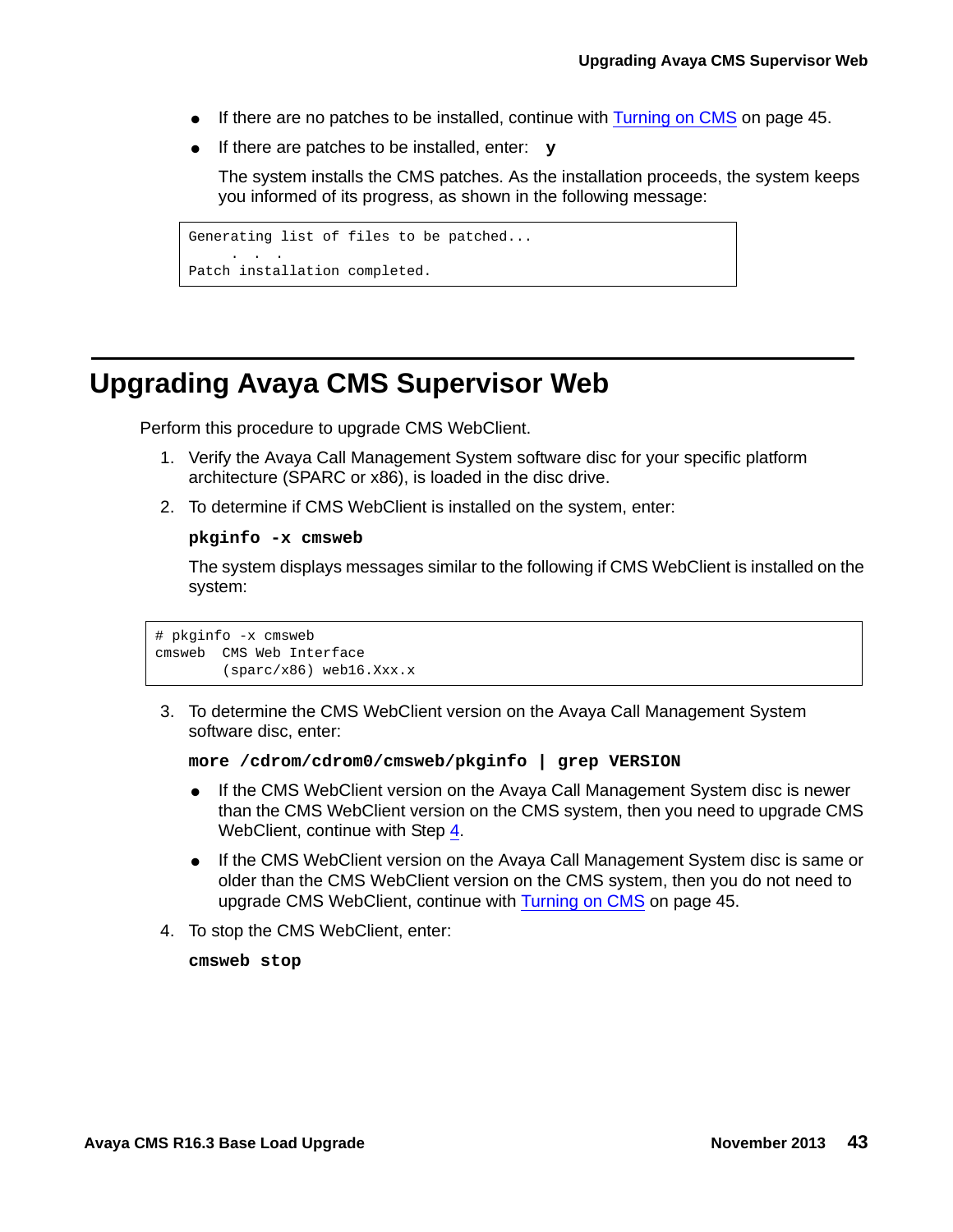- If there are no patches to be installed, continue with Turning on CMS on page 45.
- If there are patches to be installed, enter: **y**

  The system installs the CMS patches. As the installation proceeds, the system keeps you informed of its progress, as shown in the following message:

```
Generating list of files to be patched...
     .  .  .
Patch installation completed.
```

## Upgrading Avaya CMS Supervisor Web

Perform this procedure to upgrade CMS WebClient.

1. Verify the Avaya Call Management System software disc for your specific platform architecture (SPARC or x86), is loaded in the disc drive.
2. To determine if CMS WebClient is installed on the system, enter:

   **pkginfo -x cmsweb**

   The system displays messages similar to the following if CMS WebClient is installed on the system:

```
# pkginfo -x cmsweb
cmsweb  CMS Web Interface
        (sparc/x86) web16.Xxx.x
```

3. To determine the CMS WebClient version on the Avaya Call Management System software disc, enter:

   **more /cdrom/cdrom0/cmsweb/pkginfo | grep VERSION**

   - If the CMS WebClient version on the Avaya Call Management System disc is newer than the CMS WebClient version on the CMS system, then you need to upgrade CMS WebClient, continue with Step 4.
   - If the CMS WebClient version on the Avaya Call Management System disc is same or older than the CMS WebClient version on the CMS system, then you do not need to upgrade CMS WebClient, continue with Turning on CMS on page 45.

4. To stop the CMS WebClient, enter:

   **cmsweb stop**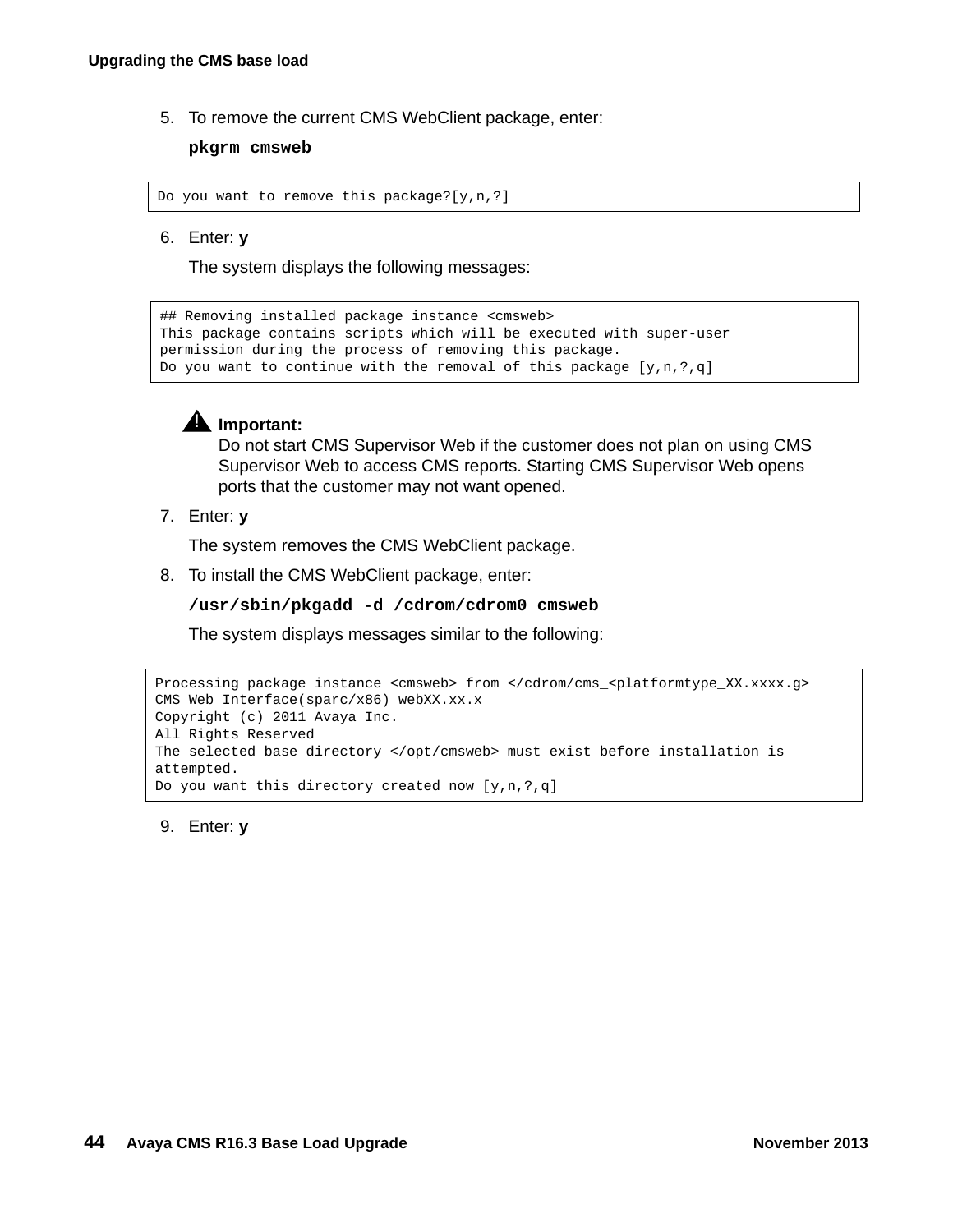5. To remove the current CMS WebClient package, enter:

   **`pkgrm cmsweb`**

```
Do you want to remove this package?[y,n,?]
```

6. Enter: **y**

   The system displays the following messages:

```
## Removing installed package instance <cmsweb>
This package contains scripts which will be executed with super-user
permission during the process of removing this package.
Do you want to continue with the removal of this package [y,n,?,q]
```

> **Important:**
> Do not start CMS Supervisor Web if the customer does not plan on using CMS Supervisor Web to access CMS reports. Starting CMS Supervisor Web opens ports that the customer may not want opened.

7. Enter: **y**

   The system removes the CMS WebClient package.

8. To install the CMS WebClient package, enter:

   **`/usr/sbin/pkgadd -d /cdrom/cdrom0 cmsweb`**

   The system displays messages similar to the following:

```
Processing package instance <cmsweb> from </cdrom/cms_<platformtype_XX.xxxx.g>
CMS Web Interface(sparc/x86) webXX.xx.x
Copyright (c) 2011 Avaya Inc.
All Rights Reserved
The selected base directory </opt/cmsweb> must exist before installation is
attempted.
Do you want this directory created now [y,n,?,q]
```

9. Enter: **y**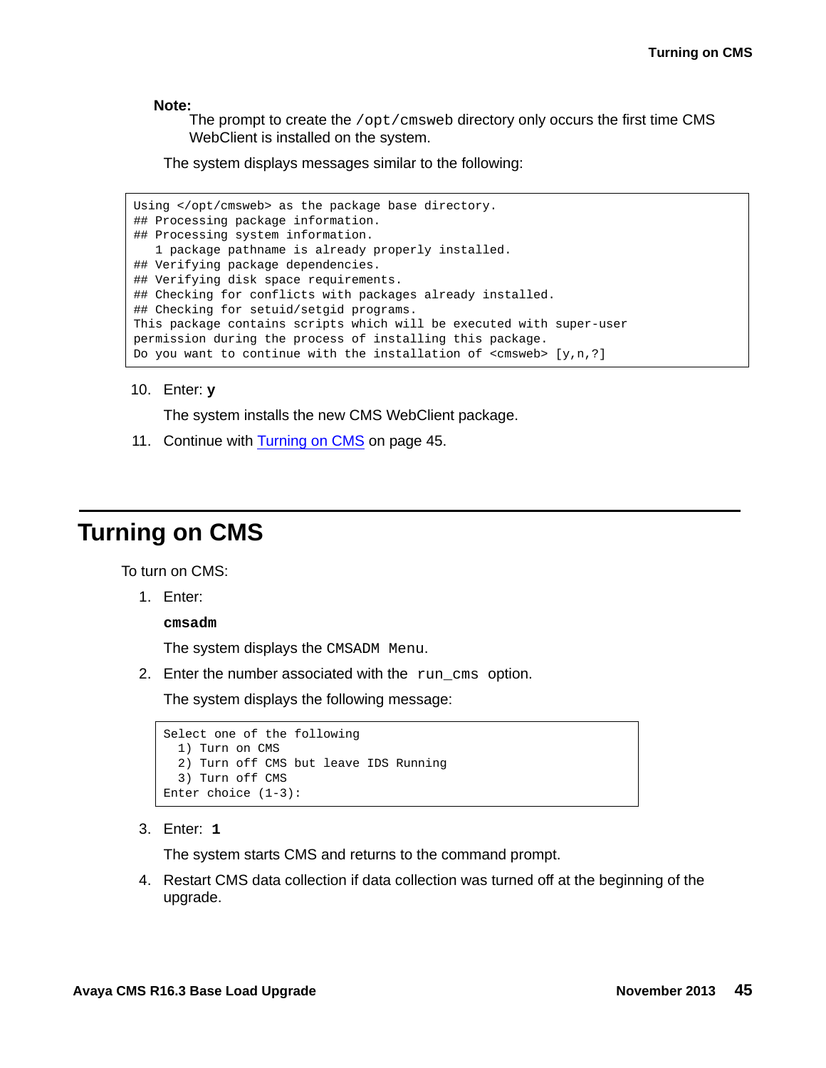**Note:**
The prompt to create the `/opt/cmsweb` directory only occurs the first time CMS WebClient is installed on the system.

The system displays messages similar to the following:

```
Using </opt/cmsweb> as the package base directory.
## Processing package information.
## Processing system information.
   1 package pathname is already properly installed.
## Verifying package dependencies.
## Verifying disk space requirements.
## Checking for conflicts with packages already installed.
## Checking for setuid/setgid programs.
This package contains scripts which will be executed with super-user
permission during the process of installing this package.
Do you want to continue with the installation of <cmsweb> [y,n,?]
```

10. Enter: **y**

    The system installs the new CMS WebClient package.

11. Continue with Turning on CMS on page 45.

# Turning on CMS

To turn on CMS:

1. Enter:

   **`cmsadm`**

   The system displays the `CMSADM Menu`.

2. Enter the number associated with the `run_cms` option.

   The system displays the following message:

   ```
   Select one of the following
     1) Turn on CMS
     2) Turn off CMS but leave IDS Running
     3) Turn off CMS
   Enter choice (1-3):
   ```

3. Enter: **`1`**

   The system starts CMS and returns to the command prompt.

4. Restart CMS data collection if data collection was turned off at the beginning of the upgrade.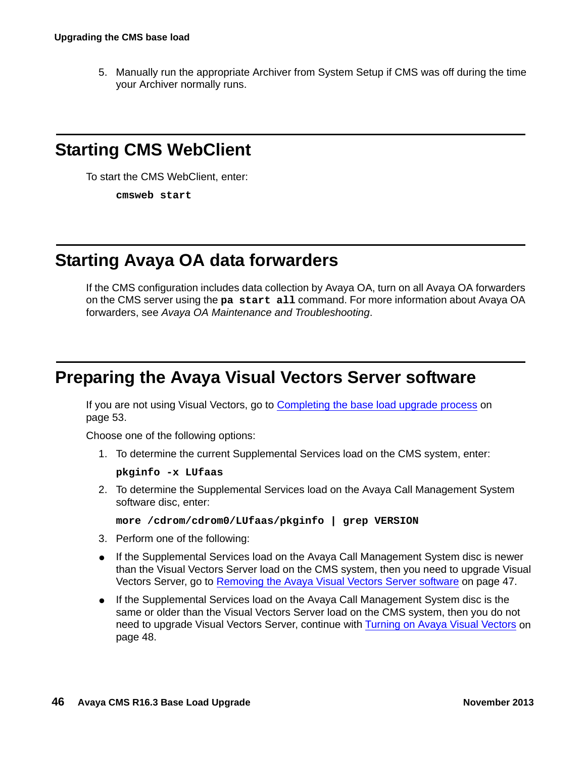5. Manually run the appropriate Archiver from System Setup if CMS was off during the time your Archiver normally runs.

## Starting CMS WebClient

To start the CMS WebClient, enter:

```
cmsweb start
```

## Starting Avaya OA data forwarders

If the CMS configuration includes data collection by Avaya OA, turn on all Avaya OA forwarders on the CMS server using the **pa start all** command. For more information about Avaya OA forwarders, see *Avaya OA Maintenance and Troubleshooting*.

## Preparing the Avaya Visual Vectors Server software

If you are not using Visual Vectors, go to Completing the base load upgrade process on page 53.

Choose one of the following options:

1. To determine the current Supplemental Services load on the CMS system, enter:

   ```
   pkginfo -x LUfaas
   ```

2. To determine the Supplemental Services load on the Avaya Call Management System software disc, enter:

   ```
   more /cdrom/cdrom0/LUfaas/pkginfo | grep VERSION
   ```

3. Perform one of the following:

- If the Supplemental Services load on the Avaya Call Management System disc is newer than the Visual Vectors Server load on the CMS system, then you need to upgrade Visual Vectors Server, go to Removing the Avaya Visual Vectors Server software on page 47.
- If the Supplemental Services load on the Avaya Call Management System disc is the same or older than the Visual Vectors Server load on the CMS system, then you do not need to upgrade Visual Vectors Server, continue with Turning on Avaya Visual Vectors on page 48.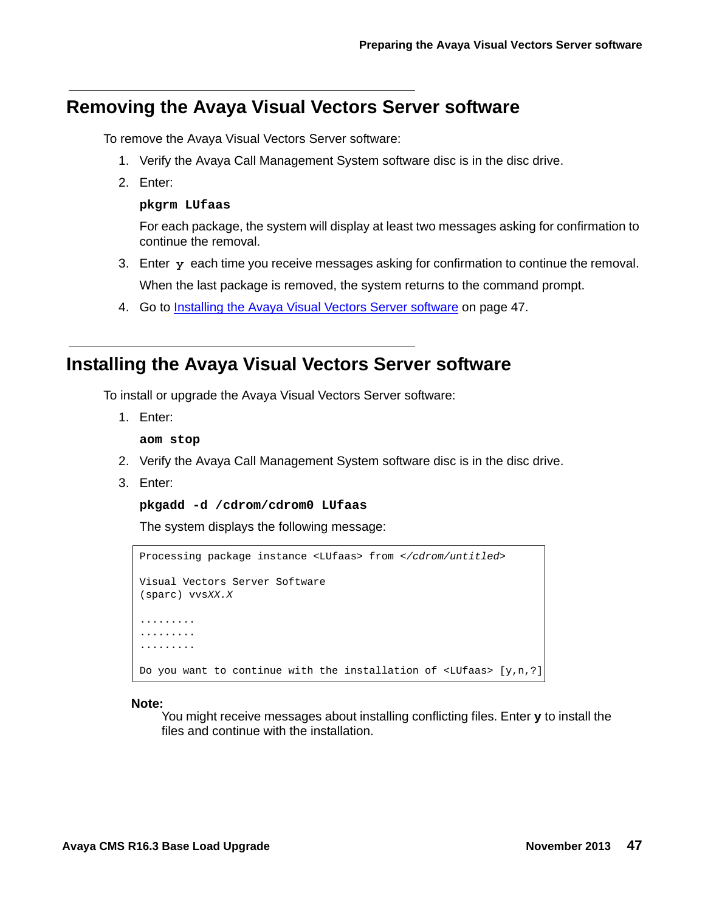## Removing the Avaya Visual Vectors Server software

To remove the Avaya Visual Vectors Server software:

1. Verify the Avaya Call Management System software disc is in the disc drive.
2. Enter:

   **`pkgrm LUfaas`**

   For each package, the system will display at least two messages asking for confirmation to continue the removal.

3. Enter **`y`** each time you receive messages asking for confirmation to continue the removal.

   When the last package is removed, the system returns to the command prompt.

4. Go to Installing the Avaya Visual Vectors Server software on page 47.

## Installing the Avaya Visual Vectors Server software

To install or upgrade the Avaya Visual Vectors Server software:

1. Enter:

   **`aom stop`**

2. Verify the Avaya Call Management System software disc is in the disc drive.
3. Enter:

   **`pkgadd -d /cdrom/cdrom0 LUfaas`**

   The system displays the following message:

```
Processing package instance <LUfaas> from </cdrom/untitled>

Visual Vectors Server Software
(sparc) vvsXX.X

.........
.........
.........

Do you want to continue with the installation of <LUfaas> [y,n,?]
```

**Note:**
You might receive messages about installing conflicting files. Enter **y** to install the files and continue with the installation.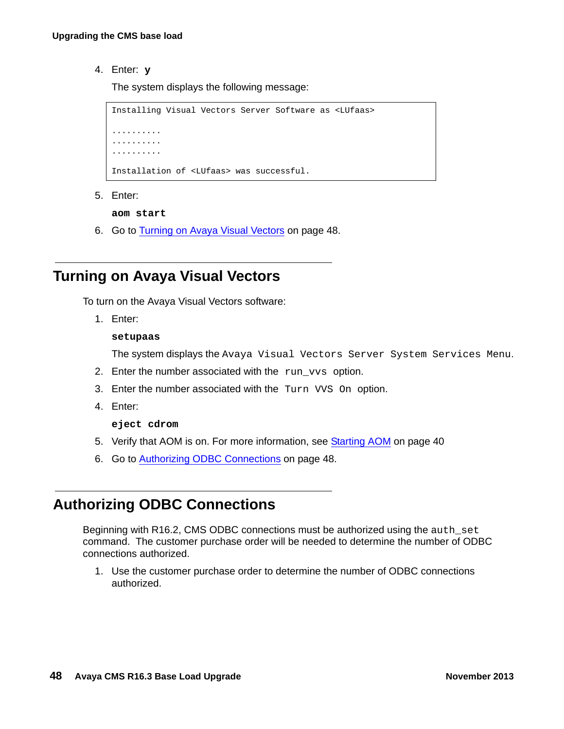4. Enter: **y**

   The system displays the following message:

   ```
   Installing Visual Vectors Server Software as <LUfaas>

   ..........
   ..........
   ..........

   Installation of <LUfaas> was successful.
   ```

5. Enter:

   **aom start**

6. Go to Turning on Avaya Visual Vectors on page 48.

## Turning on Avaya Visual Vectors

To turn on the Avaya Visual Vectors software:

1. Enter:

   **setupaas**

   The system displays the `Avaya Visual Vectors Server System Services Menu`.

2. Enter the number associated with the `run_vvs` option.
3. Enter the number associated with the `Turn VVS On` option.
4. Enter:

   **eject cdrom**

5. Verify that AOM is on. For more information, see Starting AOM on page 40
6. Go to Authorizing ODBC Connections on page 48.

## Authorizing ODBC Connections

Beginning with R16.2, CMS ODBC connections must be authorized using the `auth_set` command. The customer purchase order will be needed to determine the number of ODBC connections authorized.

1. Use the customer purchase order to determine the number of ODBC connections authorized.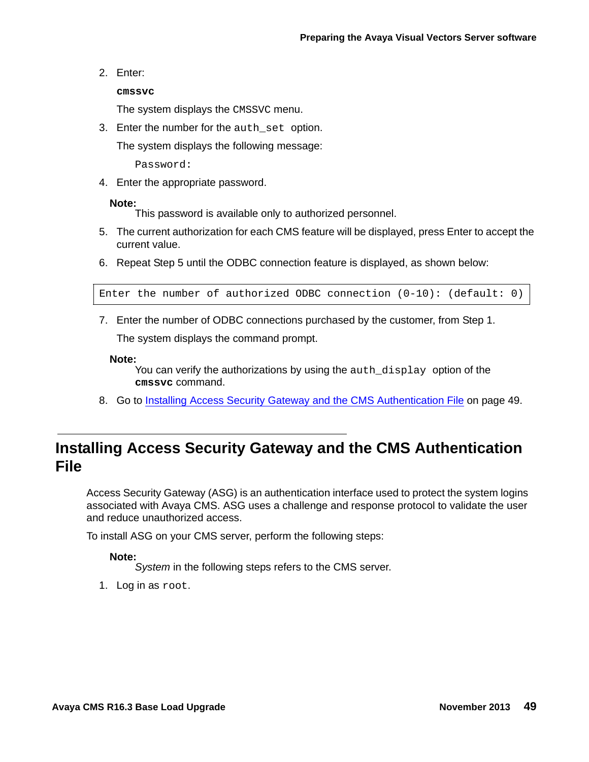2. Enter:

   **cmssvc**

   The system displays the `CMSSVC` menu.

3. Enter the number for the `auth_set` option.

   The system displays the following message:

   ```
   Password:
   ```

4. Enter the appropriate password.

   **Note:**
   This password is available only to authorized personnel.

5. The current authorization for each CMS feature will be displayed, press Enter to accept the current value.

6. Repeat Step 5 until the ODBC connection feature is displayed, as shown below:

```
Enter the number of authorized ODBC connection (0-10): (default: 0)
```

7. Enter the number of ODBC connections purchased by the customer, from Step 1.

   The system displays the command prompt.

   **Note:**
   You can verify the authorizations by using the `auth_display` option of the **cmssvc** command.

8. Go to Installing Access Security Gateway and the CMS Authentication File on page 49.

## Installing Access Security Gateway and the CMS Authentication File

Access Security Gateway (ASG) is an authentication interface used to protect the system logins associated with Avaya CMS. ASG uses a challenge and response protocol to validate the user and reduce unauthorized access.

To install ASG on your CMS server, perform the following steps:

**Note:**
*System* in the following steps refers to the CMS server.

1. Log in as `root`.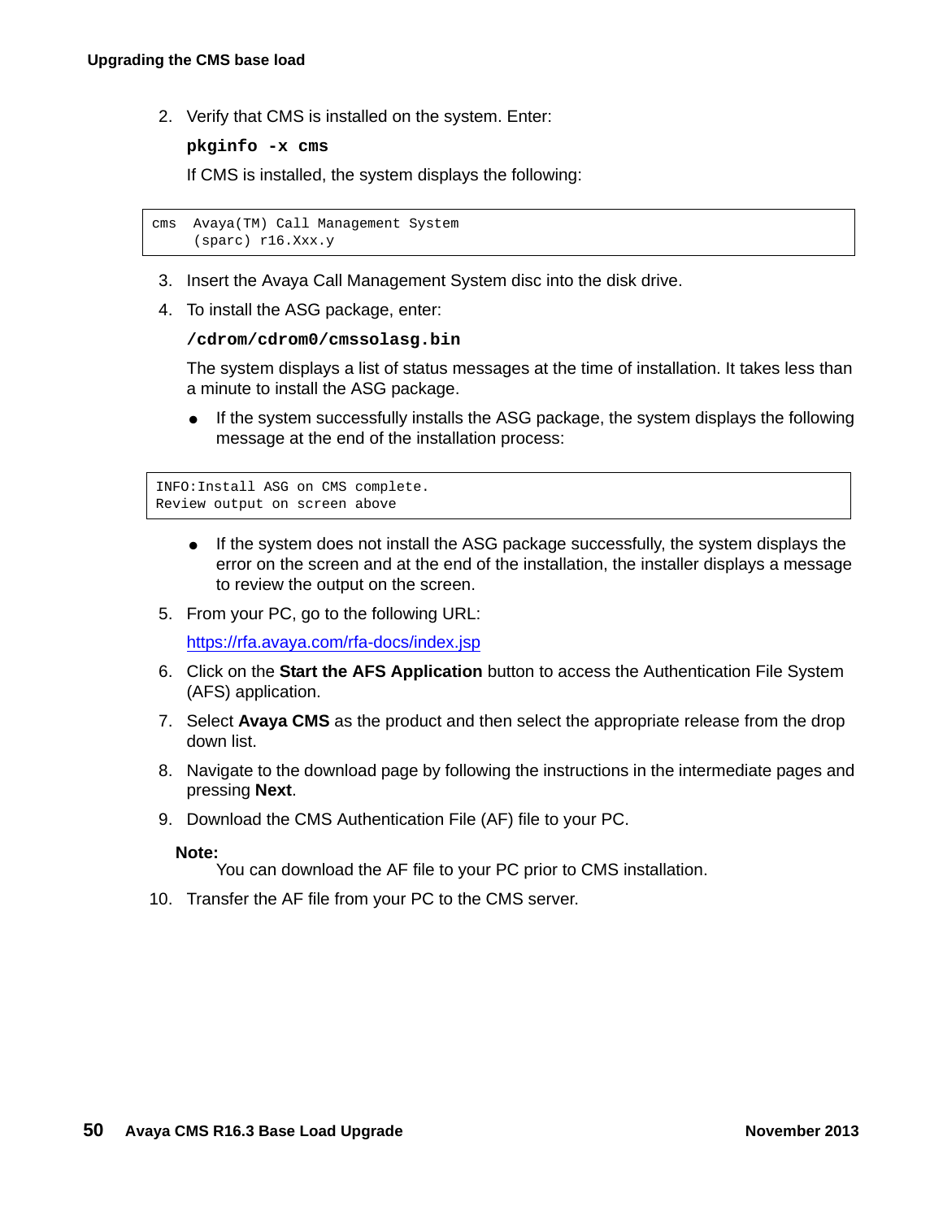2. Verify that CMS is installed on the system. Enter:

   **pkginfo -x cms**

   If CMS is installed, the system displays the following:

```
cms  Avaya(TM) Call Management System
     (sparc) r16.Xxx.y
```

3. Insert the Avaya Call Management System disc into the disk drive.
4. To install the ASG package, enter:

   **/cdrom/cdrom0/cmssolasg.bin**

   The system displays a list of status messages at the time of installation. It takes less than a minute to install the ASG package.

   - If the system successfully installs the ASG package, the system displays the following message at the end of the installation process:

```
INFO:Install ASG on CMS complete.
Review output on screen above
```

   - If the system does not install the ASG package successfully, the system displays the error on the screen and at the end of the installation, the installer displays a message to review the output on the screen.

5. From your PC, go to the following URL:

   https://rfa.avaya.com/rfa-docs/index.jsp

6. Click on the **Start the AFS Application** button to access the Authentication File System (AFS) application.
7. Select **Avaya CMS** as the product and then select the appropriate release from the drop down list.
8. Navigate to the download page by following the instructions in the intermediate pages and pressing **Next**.
9. Download the CMS Authentication File (AF) file to your PC.

   **Note:**
   You can download the AF file to your PC prior to CMS installation.

10. Transfer the AF file from your PC to the CMS server.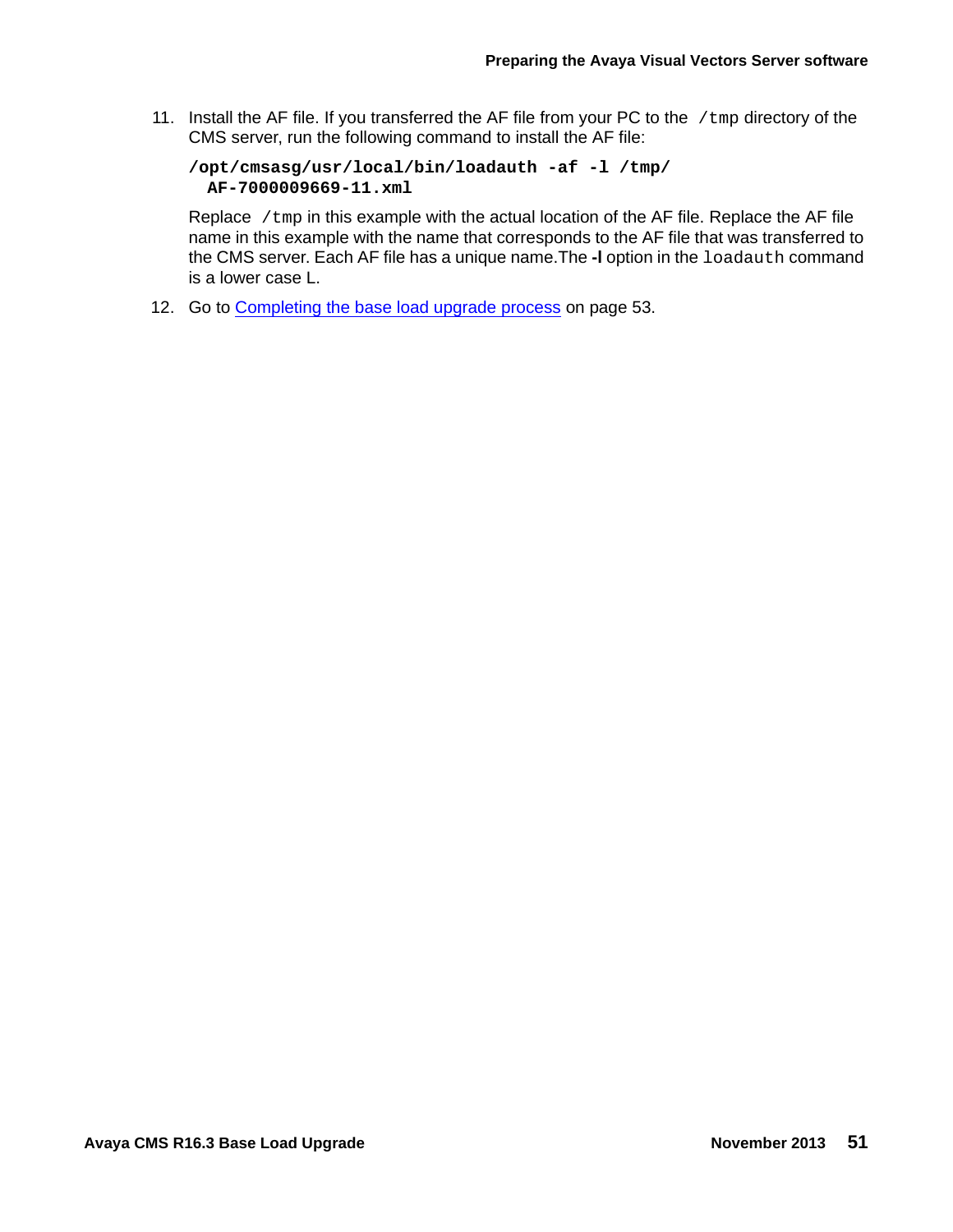11. Install the AF file. If you transferred the AF file from your PC to the `/tmp` directory of the CMS server, run the following command to install the AF file:

    ```
    /opt/cmsasg/usr/local/bin/loadauth -af -l /tmp/
      AF-7000009669-11.xml
    ```

    Replace `/tmp` in this example with the actual location of the AF file. Replace the AF file name in this example with the name that corresponds to the AF file that was transferred to the CMS server. Each AF file has a unique name.The **-l** option in the `loadauth` command is a lower case L.

12. Go to Completing the base load upgrade process on page 53.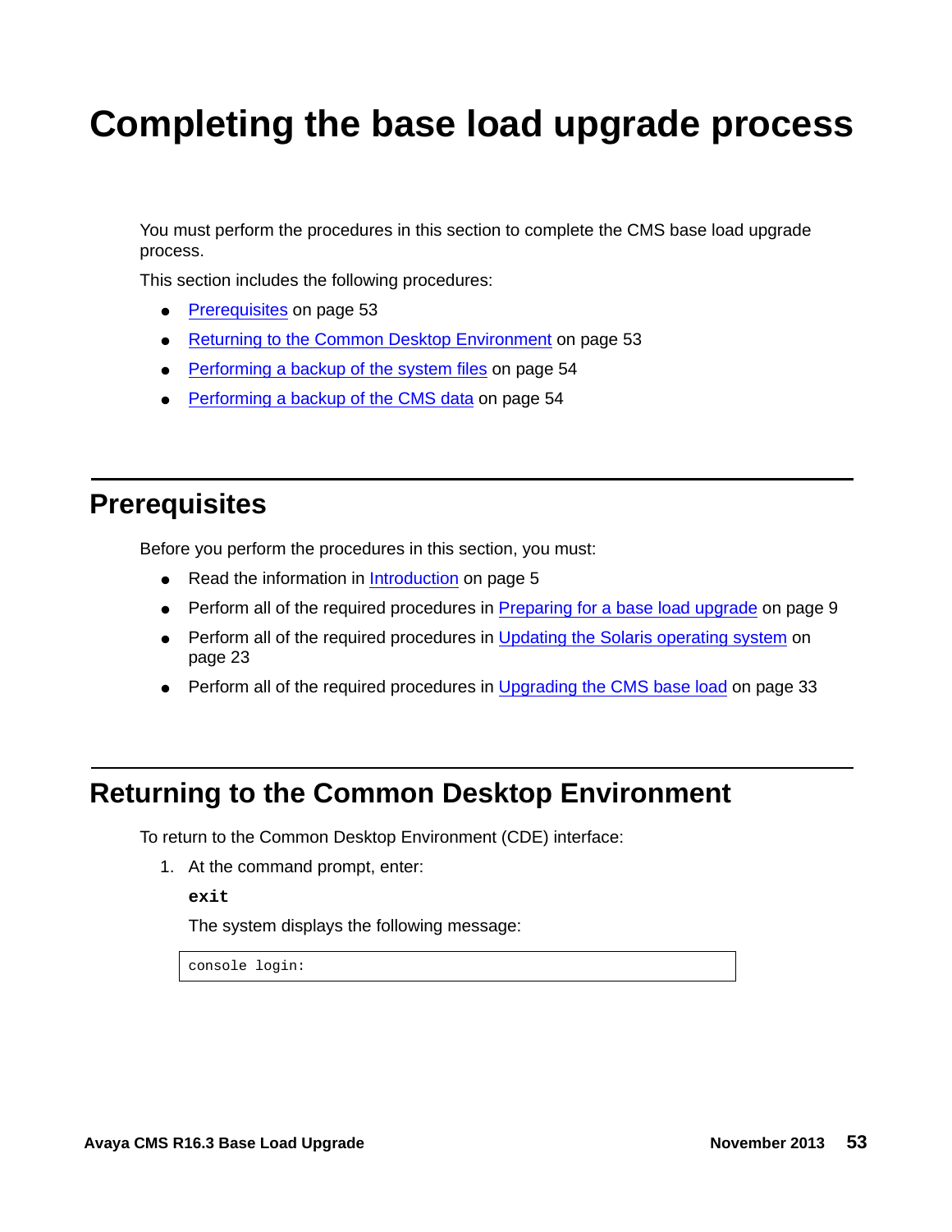# Completing the base load upgrade process

You must perform the procedures in this section to complete the CMS base load upgrade process.

This section includes the following procedures:

- Prerequisites on page 53
- Returning to the Common Desktop Environment on page 53
- Performing a backup of the system files on page 54
- Performing a backup of the CMS data on page 54

## Prerequisites

Before you perform the procedures in this section, you must:

- Read the information in Introduction on page 5
- Perform all of the required procedures in Preparing for a base load upgrade on page 9
- Perform all of the required procedures in Updating the Solaris operating system on page 23
- Perform all of the required procedures in Upgrading the CMS base load on page 33

## Returning to the Common Desktop Environment

To return to the Common Desktop Environment (CDE) interface:

1. At the command prompt, enter:

   **exit**

   The system displays the following message:

   ```
   console login:
   ```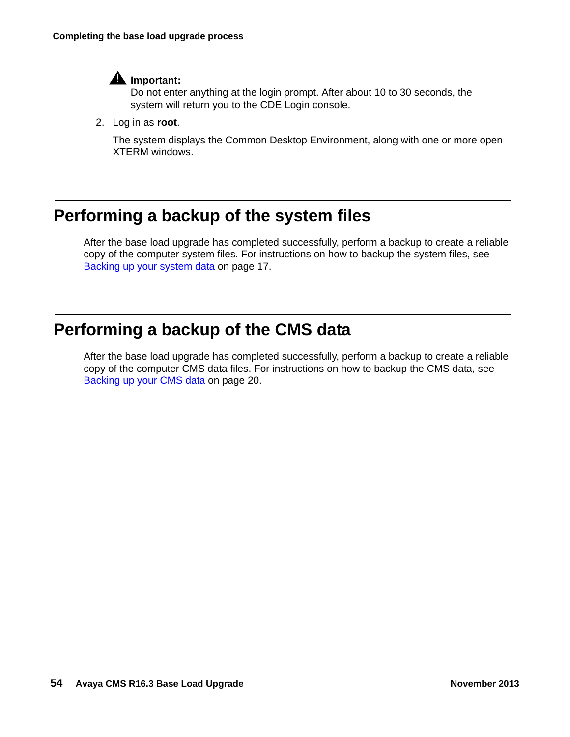> **Important:**
> Do not enter anything at the login prompt. After about 10 to 30 seconds, the system will return you to the CDE Login console.

2. Log in as **root**.

   The system displays the Common Desktop Environment, along with one or more open XTERM windows.

## Performing a backup of the system files

After the base load upgrade has completed successfully, perform a backup to create a reliable copy of the computer system files. For instructions on how to backup the system files, see Backing up your system data on page 17.

## Performing a backup of the CMS data

After the base load upgrade has completed successfully, perform a backup to create a reliable copy of the computer CMS data files. For instructions on how to backup the CMS data, see Backing up your CMS data on page 20.